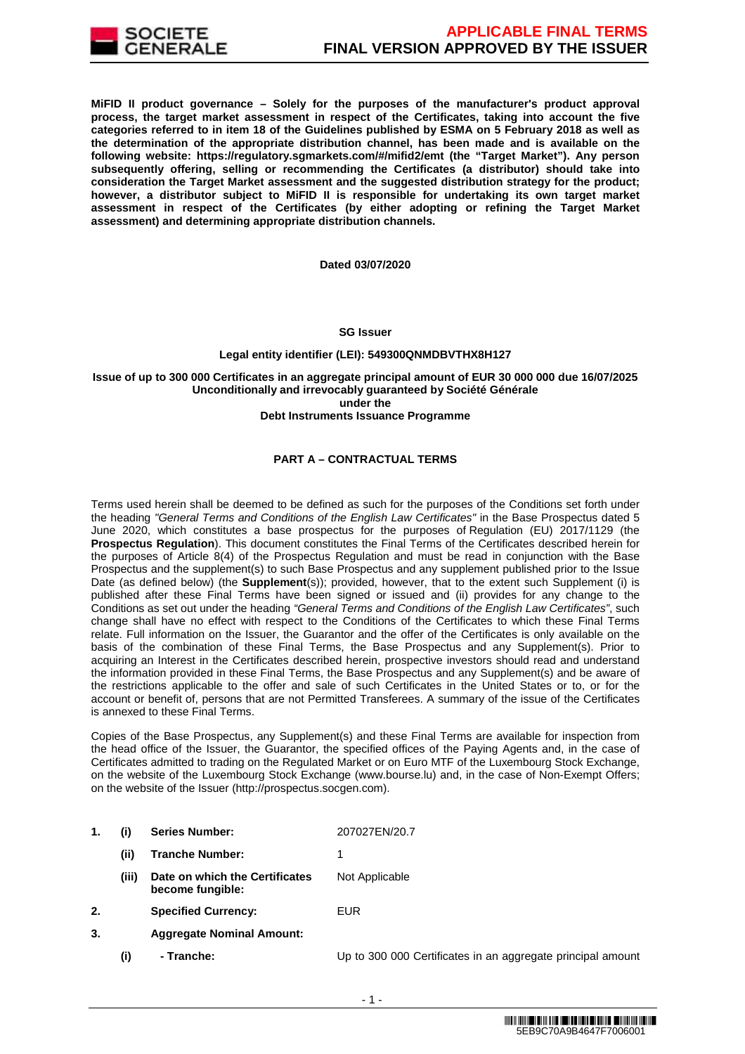**MiFID II product governance – Solely for the purposes of the manufacturer's product approval process, the target market assessment in respect of the Certificates, taking into account the five categories referred to in item 18 of the Guidelines published by ESMA on 5 February 2018 as well as the determination of the appropriate distribution channel, has been made and is available on the following website: https://regulatory.sgmarkets.com/#/mifid2/emt (the "Target Market"). Any person subsequently offering, selling or recommending the Certificates (a distributor) should take into consideration the Target Market assessment and the suggested distribution strategy for the product; however, a distributor subject to MiFID II is responsible for undertaking its own target market assessment in respect of the Certificates (by either adopting or refining the Target Market assessment) and determining appropriate distribution channels.**

**Dated 03/07/2020**

**SG Issuer**

**Legal entity identifier (LEI): 549300QNMDBVTHX8H127**

**Issue of up to 300 000 Certificates in an aggregate principal amount of EUR 30 000 000 due 16/07/2025**
**Unconditionally and irrevocably guaranteed by Société Générale**
**under the**
**Debt Instruments Issuance Programme**

**PART A – CONTRACTUAL TERMS**

Terms used herein shall be deemed to be defined as such for the purposes of the Conditions set forth under the heading *"General Terms and Conditions of the English Law Certificates"* in the Base Prospectus dated 5 June 2020, which constitutes a base prospectus for the purposes of Regulation (EU) 2017/1129 (the **Prospectus Regulation**). This document constitutes the Final Terms of the Certificates described herein for the purposes of Article 8(4) of the Prospectus Regulation and must be read in conjunction with the Base Prospectus and the supplement(s) to such Base Prospectus and any supplement published prior to the Issue Date (as defined below) (the **Supplement**(s)); provided, however, that to the extent such Supplement (i) is published after these Final Terms have been signed or issued and (ii) provides for any change to the Conditions as set out under the heading *"General Terms and Conditions of the English Law Certificates"*, such change shall have no effect with respect to the Conditions of the Certificates to which these Final Terms relate. Full information on the Issuer, the Guarantor and the offer of the Certificates is only available on the basis of the combination of these Final Terms, the Base Prospectus and any Supplement(s). Prior to acquiring an Interest in the Certificates described herein, prospective investors should read and understand the information provided in these Final Terms, the Base Prospectus and any Supplement(s) and be aware of the restrictions applicable to the offer and sale of such Certificates in the United States or to, or for the account or benefit of, persons that are not Permitted Transferees. A summary of the issue of the Certificates is annexed to these Final Terms.

Copies of the Base Prospectus, any Supplement(s) and these Final Terms are available for inspection from the head office of the Issuer, the Guarantor, the specified offices of the Paying Agents and, in the case of Certificates admitted to trading on the Regulated Market or on Euro MTF of the Luxembourg Stock Exchange, on the website of the Luxembourg Stock Exchange (www.bourse.lu) and, in the case of Non-Exempt Offers; on the website of the Issuer (http://prospectus.socgen.com).

| | | | |
|---|---|---|---|
| 1. | (i) | **Series Number:** | 207027EN/20.7 |
| | (ii) | **Tranche Number:** | 1 |
| | (iii) | **Date on which the Certificates become fungible:** | Not Applicable |
| 2. | | **Specified Currency:** | EUR |
| 3. | | **Aggregate Nominal Amount:** | |
| | (i) | **- Tranche:** | Up to 300 000 Certificates in an aggregate principal amount |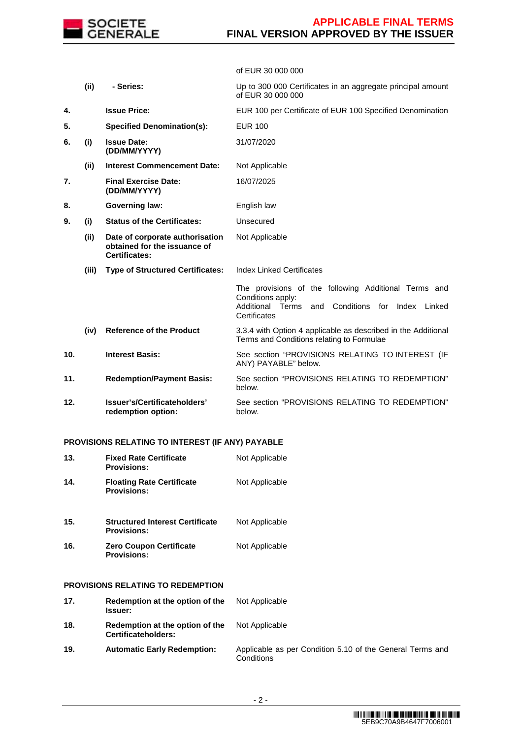| | | | |
|---|---|---|---|
| | | | of EUR 30 000 000 |
| | (ii) | - Series: | Up to 300 000 Certificates in an aggregate principal amount of EUR 30 000 000 |
| 4. | | **Issue Price:** | EUR 100 per Certificate of EUR 100 Specified Denomination |
| 5. | | **Specified Denomination(s):** | EUR 100 |
| 6. | (i) | **Issue Date: (DD/MM/YYYY)** | 31/07/2020 |
| | (ii) | **Interest Commencement Date:** | Not Applicable |
| 7. | | **Final Exercise Date: (DD/MM/YYYY)** | 16/07/2025 |
| 8. | | **Governing law:** | English law |
| 9. | (i) | **Status of the Certificates:** | Unsecured |
| | (ii) | **Date of corporate authorisation obtained for the issuance of Certificates:** | Not Applicable |
| | (iii) | **Type of Structured Certificates:** | Index Linked Certificates |
| | | | The provisions of the following Additional Terms and Conditions apply: Additional Terms and Conditions for Index Linked Certificates |
| | (iv) | **Reference of the Product** | 3.3.4 with Option 4 applicable as described in the Additional Terms and Conditions relating to Formulae |
| 10. | | **Interest Basis:** | See section "PROVISIONS RELATING TO INTEREST (IF ANY) PAYABLE" below. |
| 11. | | **Redemption/Payment Basis:** | See section "PROVISIONS RELATING TO REDEMPTION" below. |
| 12. | | **Issuer's/Certificateholders' redemption option:** | See section "PROVISIONS RELATING TO REDEMPTION" below. |

**PROVISIONS RELATING TO INTEREST (IF ANY) PAYABLE**

| | | |
|---|---|---|
| 13. | **Fixed Rate Certificate Provisions:** | Not Applicable |
| 14. | **Floating Rate Certificate Provisions:** | Not Applicable |
| 15. | **Structured Interest Certificate Provisions:** | Not Applicable |
| 16. | **Zero Coupon Certificate Provisions:** | Not Applicable |

**PROVISIONS RELATING TO REDEMPTION**

| | | |
|---|---|---|
| 17. | **Redemption at the option of the Issuer:** | Not Applicable |
| 18. | **Redemption at the option of the Certificateholders:** | Not Applicable |
| 19. | **Automatic Early Redemption:** | Applicable as per Condition 5.10 of the General Terms and Conditions |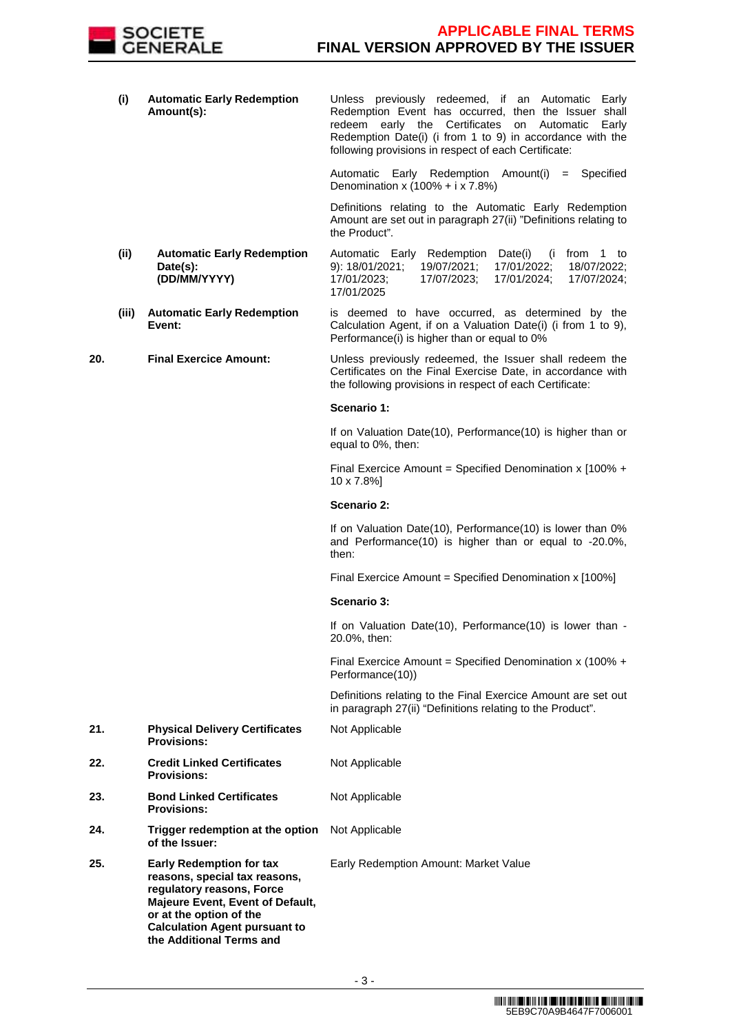| | | | |
|---|---|---|---|
| | (i) | **Automatic Early Redemption Amount(s):** | Unless previously redeemed, if an Automatic Early Redemption Event has occurred, then the Issuer shall redeem early the Certificates on Automatic Early Redemption Date(i) (i from 1 to 9) in accordance with the following provisions in respect of each Certificate:<br><br>Automatic Early Redemption Amount(i) = Specified Denomination x (100% + i x 7.8%)<br><br>Definitions relating to the Automatic Early Redemption Amount are set out in paragraph 27(ii) "Definitions relating to the Product". |
| | (ii) | **Automatic Early Redemption Date(s): (DD/MM/YYYY)** | Automatic Early Redemption Date(i) (i from 1 to 9): 18/01/2021; 19/07/2021; 17/01/2022; 18/07/2022; 17/01/2023; 17/07/2023; 17/01/2024; 17/07/2024; 17/01/2025 |
| | (iii) | **Automatic Early Redemption Event:** | is deemed to have occurred, as determined by the Calculation Agent, if on a Valuation Date(i) (i from 1 to 9), Performance(i) is higher than or equal to 0% |
| **20.** | | **Final Exercice Amount:** | Unless previously redeemed, the Issuer shall redeem the Certificates on the Final Exercise Date, in accordance with the following provisions in respect of each Certificate:<br><br>**Scenario 1:**<br><br>If on Valuation Date(10), Performance(10) is higher than or equal to 0%, then:<br><br>Final Exercice Amount = Specified Denomination x [100% + 10 x 7.8%]<br><br>**Scenario 2:**<br><br>If on Valuation Date(10), Performance(10) is lower than 0% and Performance(10) is higher than or equal to -20.0%, then:<br><br>Final Exercice Amount = Specified Denomination x [100%]<br><br>**Scenario 3:**<br><br>If on Valuation Date(10), Performance(10) is lower than -20.0%, then:<br><br>Final Exercice Amount = Specified Denomination x (100% + Performance(10))<br><br>Definitions relating to the Final Exercice Amount are set out in paragraph 27(ii) "Definitions relating to the Product". |
| **21.** | | **Physical Delivery Certificates Provisions:** | Not Applicable |
| **22.** | | **Credit Linked Certificates Provisions:** | Not Applicable |
| **23.** | | **Bond Linked Certificates Provisions:** | Not Applicable |
| **24.** | | **Trigger redemption at the option of the Issuer:** | Not Applicable |
| **25.** | | **Early Redemption for tax reasons, special tax reasons, regulatory reasons, Force Majeure Event, Event of Default, or at the option of the Calculation Agent pursuant to the Additional Terms and** | Early Redemption Amount: Market Value |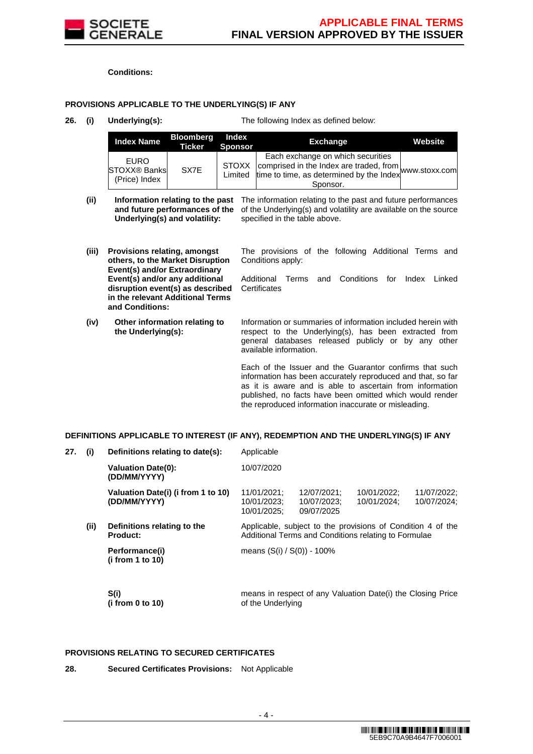**Conditions:**

## PROVISIONS APPLICABLE TO THE UNDERLYING(S) IF ANY

**26. (i) Underlying(s):** The following Index as defined below:

| Index Name | Bloomberg Ticker | Index Sponsor | Exchange | Website |
|---|---|---|---|---|
| EURO STOXX® Banks (Price) Index | SX7E | STOXX Limited | Each exchange on which securities comprised in the Index are traded, from time to time, as determined by the Index Sponsor. | www.stoxx.com |

**(ii) Information relating to the past and future performances of the Underlying(s) and volatility:** The information relating to the past and future performances of the Underlying(s) and volatility are available on the source specified in the table above.

**(iii) Provisions relating, amongst others, to the Market Disruption Event(s) and/or Extraordinary Event(s) and/or any additional disruption event(s) as described in the relevant Additional Terms and Conditions:** The provisions of the following Additional Terms and Conditions apply:

Additional Terms and Conditions for Index Linked Certificates

**(iv) Other information relating to the Underlying(s):** Information or summaries of information included herein with respect to the Underlying(s), has been extracted from general databases released publicly or by any other available information.

Each of the Issuer and the Guarantor confirms that such information has been accurately reproduced and that, so far as it is aware and is able to ascertain from information published, no facts have been omitted which would render the reproduced information inaccurate or misleading.

## DEFINITIONS APPLICABLE TO INTEREST (IF ANY), REDEMPTION AND THE UNDERLYING(S) IF ANY

**27. (i) Definitions relating to date(s):** Applicable

**Valuation Date(0): (DD/MM/YYYY)** 10/07/2020

**Valuation Date(i) (i from 1 to 10) (DD/MM/YYYY)** 11/01/2021; 12/07/2021; 10/01/2022; 11/07/2022; 10/01/2023; 10/07/2023; 10/01/2024; 10/07/2024; 10/01/2025; 09/07/2025

**(ii) Definitions relating to the Product:** Applicable, subject to the provisions of Condition 4 of the Additional Terms and Conditions relating to Formulae

**Performance(i) (i from 1 to 10)** means (S(i) / S(0)) - 100%

**S(i) (i from 0 to 10)** means in respect of any Valuation Date(i) the Closing Price of the Underlying

## PROVISIONS RELATING TO SECURED CERTIFICATES

**28. Secured Certificates Provisions:** Not Applicable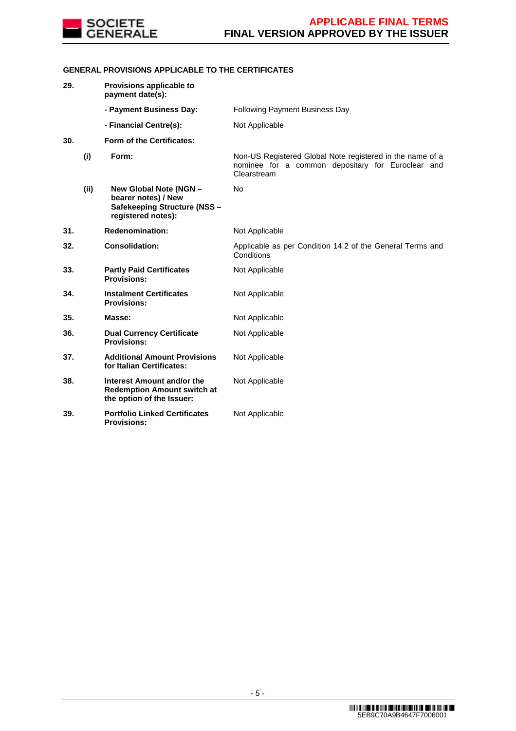**GENERAL PROVISIONS APPLICABLE TO THE CERTIFICATES**

| | | | |
|---|---|---|---|
| **29.** | | **Provisions applicable to payment date(s):** | |
| | | **- Payment Business Day:** | Following Payment Business Day |
| | | **- Financial Centre(s):** | Not Applicable |
| **30.** | | **Form of the Certificates:** | |
| | **(i)** | **Form:** | Non-US Registered Global Note registered in the name of a nominee for a common depositary for Euroclear and Clearstream |
| | **(ii)** | **New Global Note (NGN – bearer notes) / New Safekeeping Structure (NSS – registered notes):** | No |
| **31.** | | **Redenomination:** | Not Applicable |
| **32.** | | **Consolidation:** | Applicable as per Condition 14.2 of the General Terms and Conditions |
| **33.** | | **Partly Paid Certificates Provisions:** | Not Applicable |
| **34.** | | **Instalment Certificates Provisions:** | Not Applicable |
| **35.** | | **Masse:** | Not Applicable |
| **36.** | | **Dual Currency Certificate Provisions:** | Not Applicable |
| **37.** | | **Additional Amount Provisions for Italian Certificates:** | Not Applicable |
| **38.** | | **Interest Amount and/or the Redemption Amount switch at the option of the Issuer:** | Not Applicable |
| **39.** | | **Portfolio Linked Certificates Provisions:** | Not Applicable |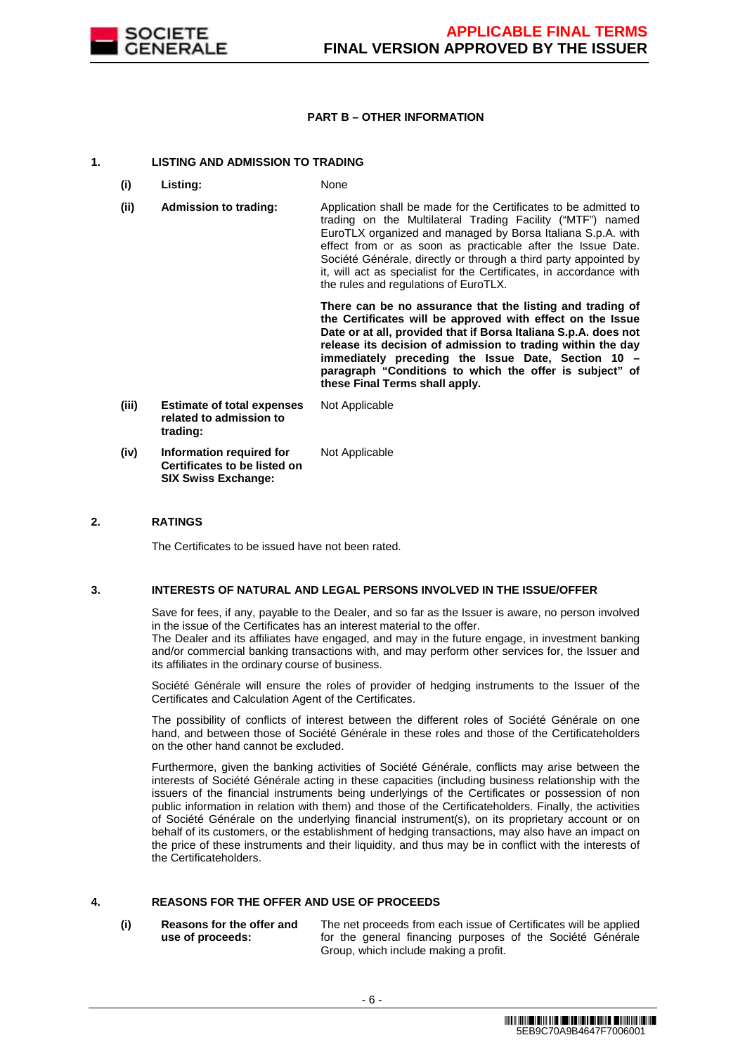## PART B – OTHER INFORMATION

### 1. LISTING AND ADMISSION TO TRADING

| | | |
|---|---|---|
| **(i)** | **Listing:** | None |
| **(ii)** | **Admission to trading:** | Application shall be made for the Certificates to be admitted to trading on the Multilateral Trading Facility ("MTF") named EuroTLX organized and managed by Borsa Italiana S.p.A. with effect from or as soon as practicable after the Issue Date. Société Générale, directly or through a third party appointed by it, will act as specialist for the Certificates, in accordance with the rules and regulations of EuroTLX.<br><br>**There can be no assurance that the listing and trading of the Certificates will be approved with effect on the Issue Date or at all, provided that if Borsa Italiana S.p.A. does not release its decision of admission to trading within the day immediately preceding the Issue Date, Section 10 – paragraph "Conditions to which the offer is subject" of these Final Terms shall apply.** |
| **(iii)** | **Estimate of total expenses related to admission to trading:** | Not Applicable |
| **(iv)** | **Information required for Certificates to be listed on SIX Swiss Exchange:** | Not Applicable |

### 2. RATINGS

The Certificates to be issued have not been rated.

### 3. INTERESTS OF NATURAL AND LEGAL PERSONS INVOLVED IN THE ISSUE/OFFER

Save for fees, if any, payable to the Dealer, and so far as the Issuer is aware, no person involved in the issue of the Certificates has an interest material to the offer.
The Dealer and its affiliates have engaged, and may in the future engage, in investment banking and/or commercial banking transactions with, and may perform other services for, the Issuer and its affiliates in the ordinary course of business.

Société Générale will ensure the roles of provider of hedging instruments to the Issuer of the Certificates and Calculation Agent of the Certificates.

The possibility of conflicts of interest between the different roles of Société Générale on one hand, and between those of Société Générale in these roles and those of the Certificateholders on the other hand cannot be excluded.

Furthermore, given the banking activities of Société Générale, conflicts may arise between the interests of Société Générale acting in these capacities (including business relationship with the issuers of the financial instruments being underlyings of the Certificates or possession of non public information in relation with them) and those of the Certificateholders. Finally, the activities of Société Générale on the underlying financial instrument(s), on its proprietary account or on behalf of its customers, or the establishment of hedging transactions, may also have an impact on the price of these instruments and their liquidity, and thus may be in conflict with the interests of the Certificateholders.

### 4. REASONS FOR THE OFFER AND USE OF PROCEEDS

| | | |
|---|---|---|
| **(i)** | **Reasons for the offer and use of proceeds:** | The net proceeds from each issue of Certificates will be applied for the general financing purposes of the Société Générale Group, which include making a profit. |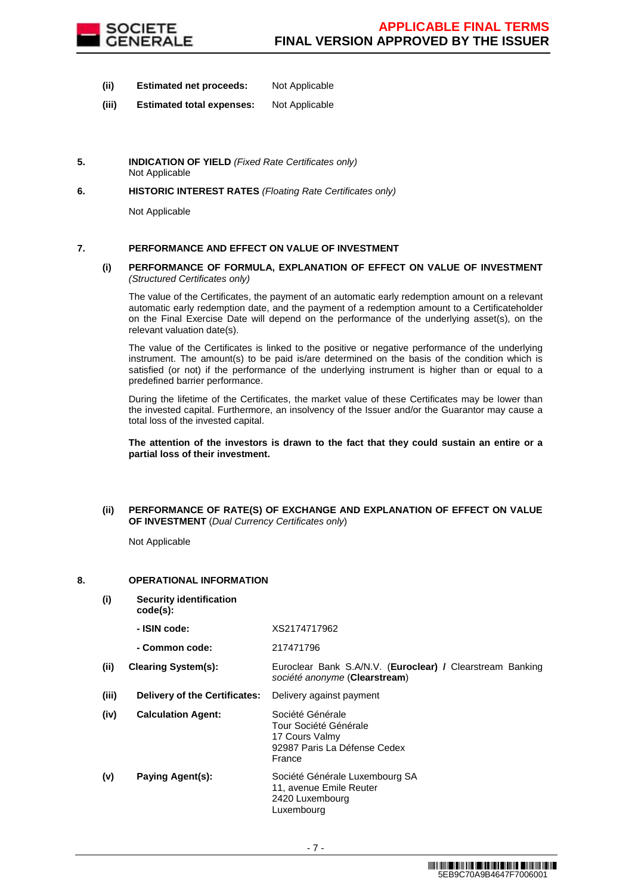| | | |
|---|---|---|
| **(ii)** | **Estimated net proceeds:** | Not Applicable |
| **(iii)** | **Estimated total expenses:** | Not Applicable |

**5. INDICATION OF YIELD** *(Fixed Rate Certificates only)*

Not Applicable

**6. HISTORIC INTEREST RATES** *(Floating Rate Certificates only)*

Not Applicable

**7. PERFORMANCE AND EFFECT ON VALUE OF INVESTMENT**

**(i) PERFORMANCE OF FORMULA, EXPLANATION OF EFFECT ON VALUE OF INVESTMENT** *(Structured Certificates only)*

The value of the Certificates, the payment of an automatic early redemption amount on a relevant automatic early redemption date, and the payment of a redemption amount to a Certificateholder on the Final Exercise Date will depend on the performance of the underlying asset(s), on the relevant valuation date(s).

The value of the Certificates is linked to the positive or negative performance of the underlying instrument. The amount(s) to be paid is/are determined on the basis of the condition which is satisfied (or not) if the performance of the underlying instrument is higher than or equal to a predefined barrier performance.

During the lifetime of the Certificates, the market value of these Certificates may be lower than the invested capital. Furthermore, an insolvency of the Issuer and/or the Guarantor may cause a total loss of the invested capital.

**The attention of the investors is drawn to the fact that they could sustain an entire or a partial loss of their investment.**

**(ii) PERFORMANCE OF RATE(S) OF EXCHANGE AND EXPLANATION OF EFFECT ON VALUE OF INVESTMENT** (*Dual Currency Certificates only*)

Not Applicable

**8. OPERATIONAL INFORMATION**

| | | |
|---|---|---|
| **(i)** | **Security identification code(s):** | |
| | **- ISIN code:** | XS2174717962 |
| | **- Common code:** | 217471796 |
| **(ii)** | **Clearing System(s):** | Euroclear Bank S.A/N.V. (**Euroclear) /** Clearstream Banking *société anonyme* (**Clearstream**) |
| **(iii)** | **Delivery of the Certificates:** | Delivery against payment |
| **(iv)** | **Calculation Agent:** | Société Générale<br>Tour Société Générale<br>17 Cours Valmy<br>92987 Paris La Défense Cedex<br>France |
| **(v)** | **Paying Agent(s):** | Société Générale Luxembourg SA<br>11, avenue Emile Reuter<br>2420 Luxembourg<br>Luxembourg |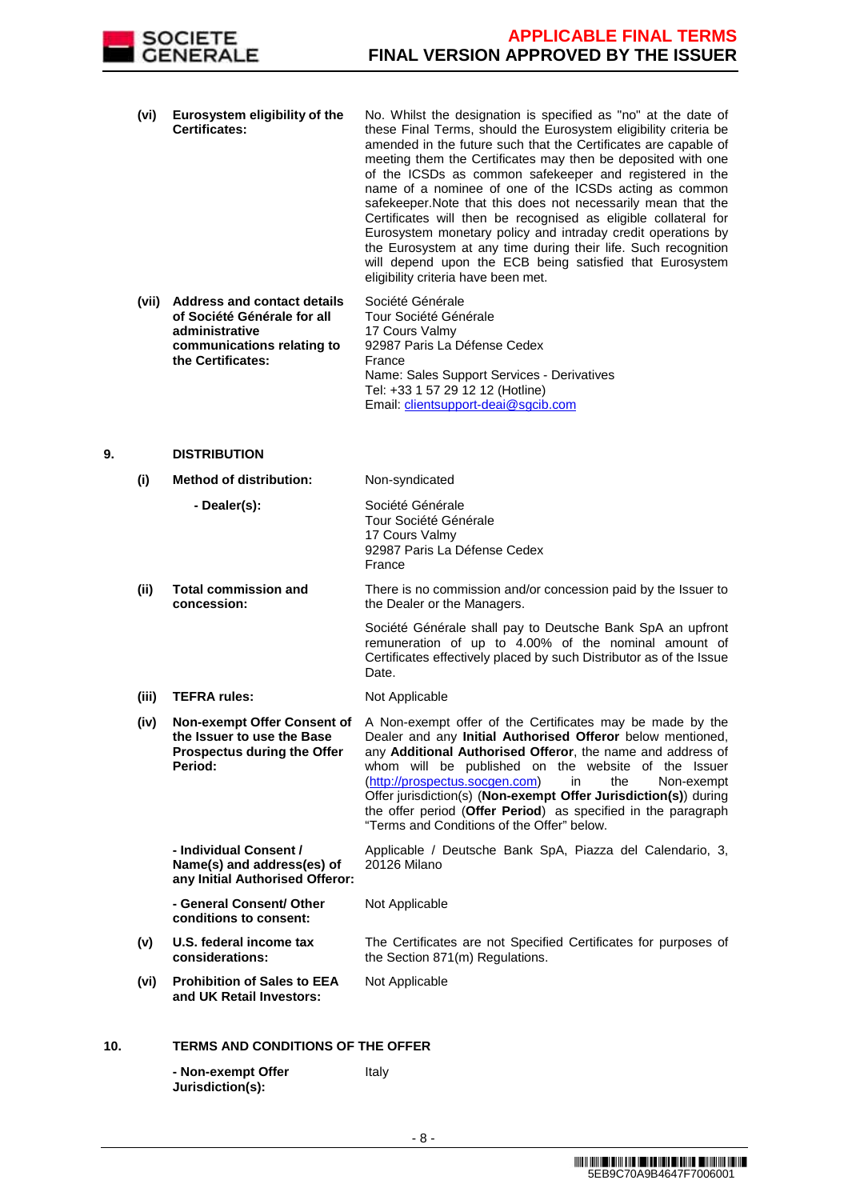(vi) **Eurosystem eligibility of the Certificates:** No. Whilst the designation is specified as "no" at the date of these Final Terms, should the Eurosystem eligibility criteria be amended in the future such that the Certificates are capable of meeting them the Certificates may then be deposited with one of the ICSDs as common safekeeper and registered in the name of a nominee of one of the ICSDs acting as common safekeeper.Note that this does not necessarily mean that the Certificates will then be recognised as eligible collateral for Eurosystem monetary policy and intraday credit operations by the Eurosystem at any time during their life. Such recognition will depend upon the ECB being satisfied that Eurosystem eligibility criteria have been met.

(vii) **Address and contact details of Société Générale for all administrative communications relating to the Certificates:**
Société Générale
Tour Société Générale
17 Cours Valmy
92987 Paris La Défense Cedex
France
Name: Sales Support Services - Derivatives
Tel: +33 1 57 29 12 12 (Hotline)
Email: clientsupport-deai@sgcib.com

## 9. DISTRIBUTION

(i) **Method of distribution:** Non-syndicated

**- Dealer(s):**
Société Générale
Tour Société Générale
17 Cours Valmy
92987 Paris La Défense Cedex
France

(ii) **Total commission and concession:** There is no commission and/or concession paid by the Issuer to the Dealer or the Managers.

Société Générale shall pay to Deutsche Bank SpA an upfront remuneration of up to 4.00% of the nominal amount of Certificates effectively placed by such Distributor as of the Issue Date.

(iii) **TEFRA rules:** Not Applicable

(iv) **Non-exempt Offer Consent of the Issuer to use the Base Prospectus during the Offer Period:** A Non-exempt offer of the Certificates may be made by the Dealer and any **Initial Authorised Offeror** below mentioned, any **Additional Authorised Offeror**, the name and address of whom will be published on the website of the Issuer (http://prospectus.socgen.com) in the Non-exempt Offer jurisdiction(s) (**Non-exempt Offer Jurisdiction(s)**) during the offer period (**Offer Period**) as specified in the paragraph "Terms and Conditions of the Offer" below.

**- Individual Consent / Name(s) and address(es) of any Initial Authorised Offeror:** Applicable / Deutsche Bank SpA, Piazza del Calendario, 3, 20126 Milano

**- General Consent/ Other conditions to consent:** Not Applicable

(v) **U.S. federal income tax considerations:** The Certificates are not Specified Certificates for purposes of the Section 871(m) Regulations.

(vi) **Prohibition of Sales to EEA and UK Retail Investors:** Not Applicable

## 10. TERMS AND CONDITIONS OF THE OFFER

**- Non-exempt Offer Jurisdiction(s):** Italy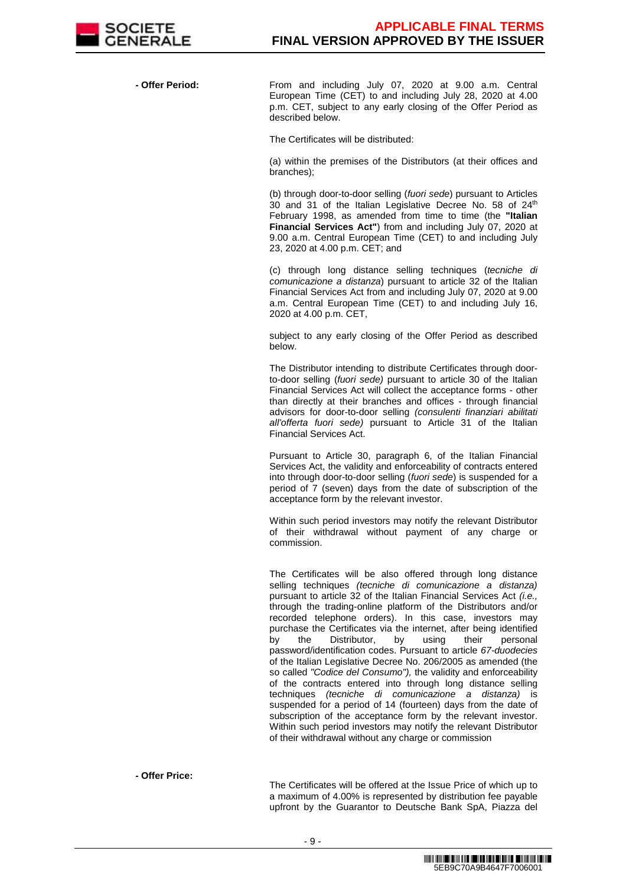**- Offer Period:**

From and including July 07, 2020 at 9.00 a.m. Central European Time (CET) to and including July 28, 2020 at 4.00 p.m. CET, subject to any early closing of the Offer Period as described below.

The Certificates will be distributed:

(a) within the premises of the Distributors (at their offices and branches);

(b) through door-to-door selling (*fuori sede*) pursuant to Articles 30 and 31 of the Italian Legislative Decree No. 58 of 24th February 1998, as amended from time to time (the **"Italian Financial Services Act"**) from and including July 07, 2020 at 9.00 a.m. Central European Time (CET) to and including July 23, 2020 at 4.00 p.m. CET; and

(c) through long distance selling techniques (*tecniche di comunicazione a distanza*) pursuant to article 32 of the Italian Financial Services Act from and including July 07, 2020 at 9.00 a.m. Central European Time (CET) to and including July 16, 2020 at 4.00 p.m. CET,

subject to any early closing of the Offer Period as described below.

The Distributor intending to distribute Certificates through door-to-door selling (*fuori sede)* pursuant to article 30 of the Italian Financial Services Act will collect the acceptance forms - other than directly at their branches and offices - through financial advisors for door-to-door selling *(consulenti finanziari abilitati all'offerta fuori sede)* pursuant to Article 31 of the Italian Financial Services Act.

Pursuant to Article 30, paragraph 6, of the Italian Financial Services Act, the validity and enforceability of contracts entered into through door-to-door selling (*fuori sede*) is suspended for a period of 7 (seven) days from the date of subscription of the acceptance form by the relevant investor.

Within such period investors may notify the relevant Distributor of their withdrawal without payment of any charge or commission.

The Certificates will be also offered through long distance selling techniques *(tecniche di comunicazione a distanza)* pursuant to article 32 of the Italian Financial Services Act *(i.e.,* through the trading-online platform of the Distributors and/or recorded telephone orders). In this case, investors may purchase the Certificates via the internet, after being identified by the Distributor, by using their personal password/identification codes. Pursuant to article *67-duodecies* of the Italian Legislative Decree No. 206/2005 as amended (the so called *"Codice del Consumo"),* the validity and enforceability of the contracts entered into through long distance selling techniques *(tecniche di comunicazione a distanza)* is suspended for a period of 14 (fourteen) days from the date of subscription of the acceptance form by the relevant investor. Within such period investors may notify the relevant Distributor of their withdrawal without any charge or commission

**- Offer Price:**

The Certificates will be offered at the Issue Price of which up to a maximum of 4.00% is represented by distribution fee payable upfront by the Guarantor to Deutsche Bank SpA, Piazza del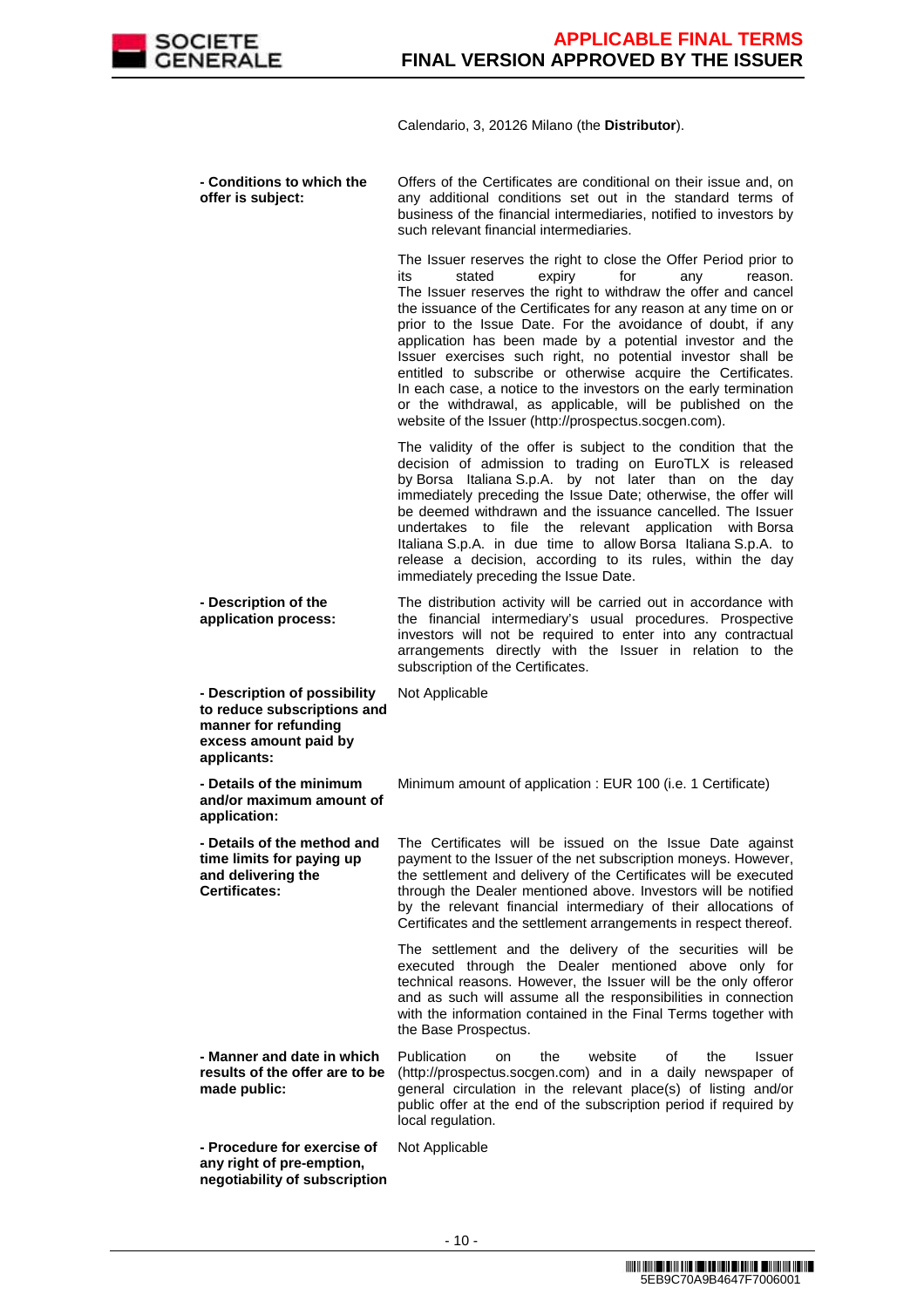| | Calendario, 3, 20126 Milano (the **Distributor**). |
|---|---|
| **- Conditions to which the offer is subject:** | Offers of the Certificates are conditional on their issue and, on any additional conditions set out in the standard terms of business of the financial intermediaries, notified to investors by such relevant financial intermediaries.<br><br>The Issuer reserves the right to close the Offer Period prior to its stated expiry for any reason. The Issuer reserves the right to withdraw the offer and cancel the issuance of the Certificates for any reason at any time on or prior to the Issue Date. For the avoidance of doubt, if any application has been made by a potential investor and the Issuer exercises such right, no potential investor shall be entitled to subscribe or otherwise acquire the Certificates. In each case, a notice to the investors on the early termination or the withdrawal, as applicable, will be published on the website of the Issuer (http://prospectus.socgen.com).<br><br>The validity of the offer is subject to the condition that the decision of admission to trading on EuroTLX is released by Borsa Italiana S.p.A. by not later than on the day immediately preceding the Issue Date; otherwise, the offer will be deemed withdrawn and the issuance cancelled. The Issuer undertakes to file the relevant application with Borsa Italiana S.p.A. in due time to allow Borsa Italiana S.p.A. to release a decision, according to its rules, within the day immediately preceding the Issue Date. |
| **- Description of the application process:** | The distribution activity will be carried out in accordance with the financial intermediary's usual procedures. Prospective investors will not be required to enter into any contractual arrangements directly with the Issuer in relation to the subscription of the Certificates. |
| **- Description of possibility to reduce subscriptions and manner for refunding excess amount paid by applicants:** | Not Applicable |
| **- Details of the minimum and/or maximum amount of application:** | Minimum amount of application : EUR 100 (i.e. 1 Certificate) |
| **- Details of the method and time limits for paying up and delivering the Certificates:** | The Certificates will be issued on the Issue Date against payment to the Issuer of the net subscription moneys. However, the settlement and delivery of the Certificates will be executed through the Dealer mentioned above. Investors will be notified by the relevant financial intermediary of their allocations of Certificates and the settlement arrangements in respect thereof.<br><br>The settlement and the delivery of the securities will be executed through the Dealer mentioned above only for technical reasons. However, the Issuer will be the only offeror and as such will assume all the responsibilities in connection with the information contained in the Final Terms together with the Base Prospectus. |
| **- Manner and date in which results of the offer are to be made public:** | Publication on the website of the Issuer (http://prospectus.socgen.com) and in a daily newspaper of general circulation in the relevant place(s) of listing and/or public offer at the end of the subscription period if required by local regulation. |
| **- Procedure for exercise of any right of pre-emption, negotiability of subscription** | Not Applicable |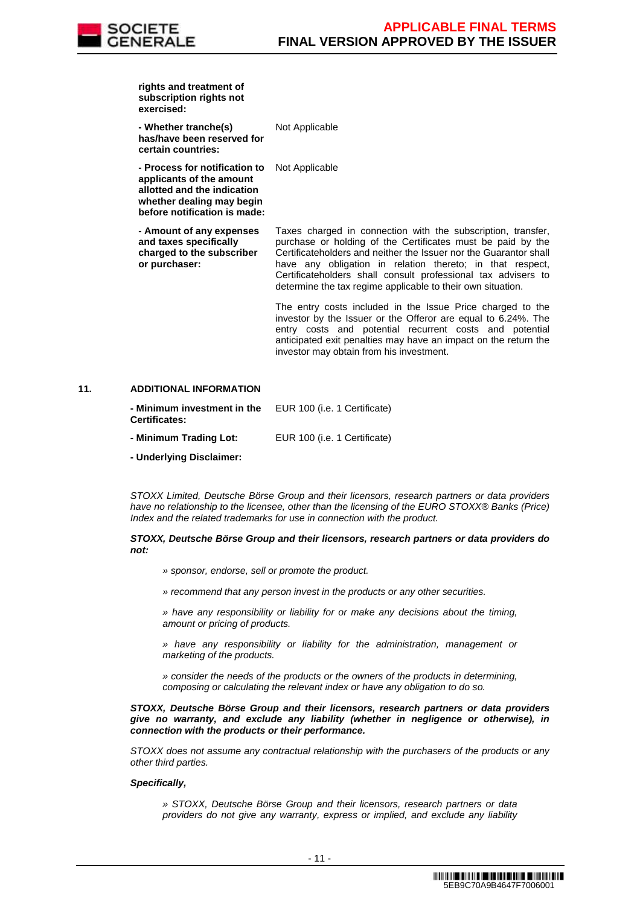| | |
|---|---|
| **rights and treatment of subscription rights not exercised:** | |
| **- Whether tranche(s) has/have been reserved for certain countries:** | Not Applicable |
| **- Process for notification to applicants of the amount allotted and the indication whether dealing may begin before notification is made:** | Not Applicable |
| **- Amount of any expenses and taxes specifically charged to the subscriber or purchaser:** | Taxes charged in connection with the subscription, transfer, purchase or holding of the Certificates must be paid by the Certificateholders and neither the Issuer nor the Guarantor shall have any obligation in relation thereto; in that respect, Certificateholders shall consult professional tax advisers to determine the tax regime applicable to their own situation.<br><br>The entry costs included in the Issue Price charged to the investor by the Issuer or the Offeror are equal to 6.24%. The entry costs and potential recurrent costs and potential anticipated exit penalties may have an impact on the return the investor may obtain from his investment. |

## 11. ADDITIONAL INFORMATION

| | |
|---|---|
| **- Minimum investment in the Certificates:** | EUR 100 (i.e. 1 Certificate) |
| **- Minimum Trading Lot:** | EUR 100 (i.e. 1 Certificate) |

**- Underlying Disclaimer:**

*STOXX Limited, Deutsche Börse Group and their licensors, research partners or data providers have no relationship to the licensee, other than the licensing of the EURO STOXX® Banks (Price) Index and the related trademarks for use in connection with the product.*

***STOXX, Deutsche Börse Group and their licensors, research partners or data providers do not:***

*» sponsor, endorse, sell or promote the product.*

*» recommend that any person invest in the products or any other securities.*

*» have any responsibility or liability for or make any decisions about the timing, amount or pricing of products.*

*» have any responsibility or liability for the administration, management or marketing of the products.*

*» consider the needs of the products or the owners of the products in determining, composing or calculating the relevant index or have any obligation to do so.*

***STOXX, Deutsche Börse Group and their licensors, research partners or data providers give no warranty, and exclude any liability (whether in negligence or otherwise), in connection with the products or their performance.***

*STOXX does not assume any contractual relationship with the purchasers of the products or any other third parties.*

***Specifically,***

*» STOXX, Deutsche Börse Group and their licensors, research partners or data providers do not give any warranty, express or implied, and exclude any liability*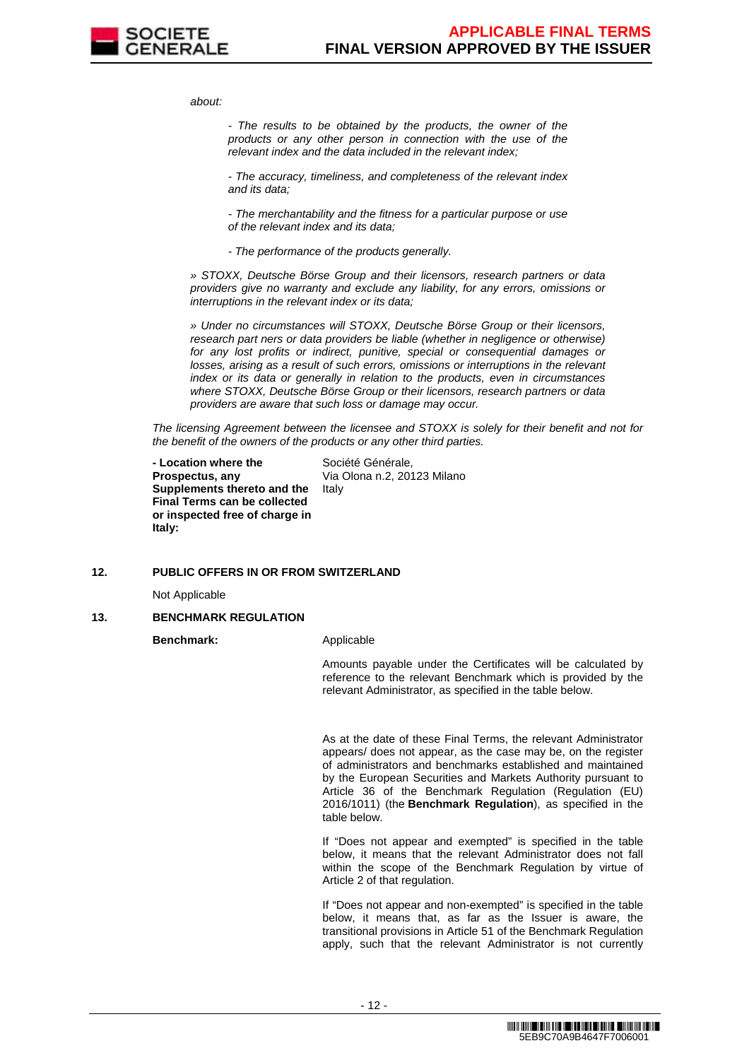*about:*

> *- The results to be obtained by the products, the owner of the products or any other person in connection with the use of the relevant index and the data included in the relevant index;*
>
> *- The accuracy, timeliness, and completeness of the relevant index and its data;*
>
> *- The merchantability and the fitness for a particular purpose or use of the relevant index and its data;*
>
> *- The performance of the products generally.*

*» STOXX, Deutsche Börse Group and their licensors, research partners or data providers give no warranty and exclude any liability, for any errors, omissions or interruptions in the relevant index or its data;*

*» Under no circumstances will STOXX, Deutsche Börse Group or their licensors, research part ners or data providers be liable (whether in negligence or otherwise) for any lost profits or indirect, punitive, special or consequential damages or losses, arising as a result of such errors, omissions or interruptions in the relevant index or its data or generally in relation to the products, even in circumstances where STOXX, Deutsche Börse Group or their licensors, research partners or data providers are aware that such loss or damage may occur.*

*The licensing Agreement between the licensee and STOXX is solely for their benefit and not for the benefit of the owners of the products or any other third parties.*

**- Location where the Prospectus, any Supplements thereto and the Final Terms can be collected or inspected free of charge in Italy:** Société Générale, Via Olona n.2, 20123 Milano Italy

**12. PUBLIC OFFERS IN OR FROM SWITZERLAND**

Not Applicable

**13. BENCHMARK REGULATION**

**Benchmark:** Applicable

Amounts payable under the Certificates will be calculated by reference to the relevant Benchmark which is provided by the relevant Administrator, as specified in the table below.

As at the date of these Final Terms, the relevant Administrator appears/ does not appear, as the case may be, on the register of administrators and benchmarks established and maintained by the European Securities and Markets Authority pursuant to Article 36 of the Benchmark Regulation (Regulation (EU) 2016/1011) (the **Benchmark Regulation**), as specified in the table below.

If "Does not appear and exempted" is specified in the table below, it means that the relevant Administrator does not fall within the scope of the Benchmark Regulation by virtue of Article 2 of that regulation.

If "Does not appear and non-exempted" is specified in the table below, it means that, as far as the Issuer is aware, the transitional provisions in Article 51 of the Benchmark Regulation apply, such that the relevant Administrator is not currently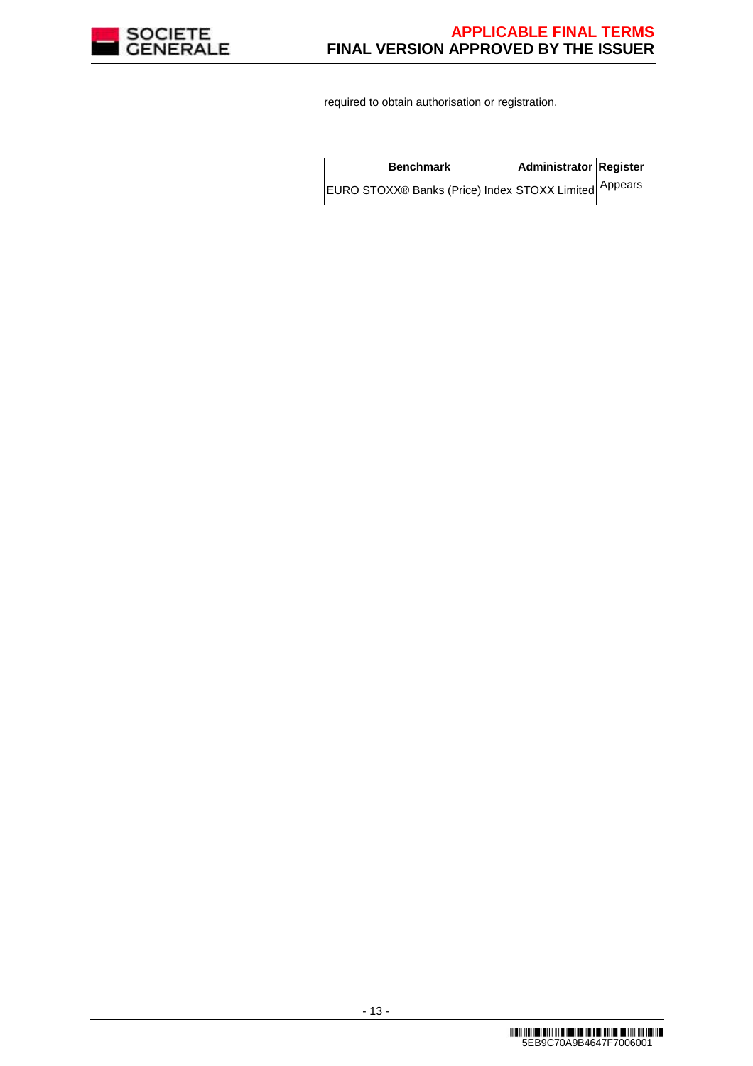required to obtain authorisation or registration.

| Benchmark | Administrator | Register |
|---|---|---|
| EURO STOXX® Banks (Price) Index | STOXX Limited | Appears |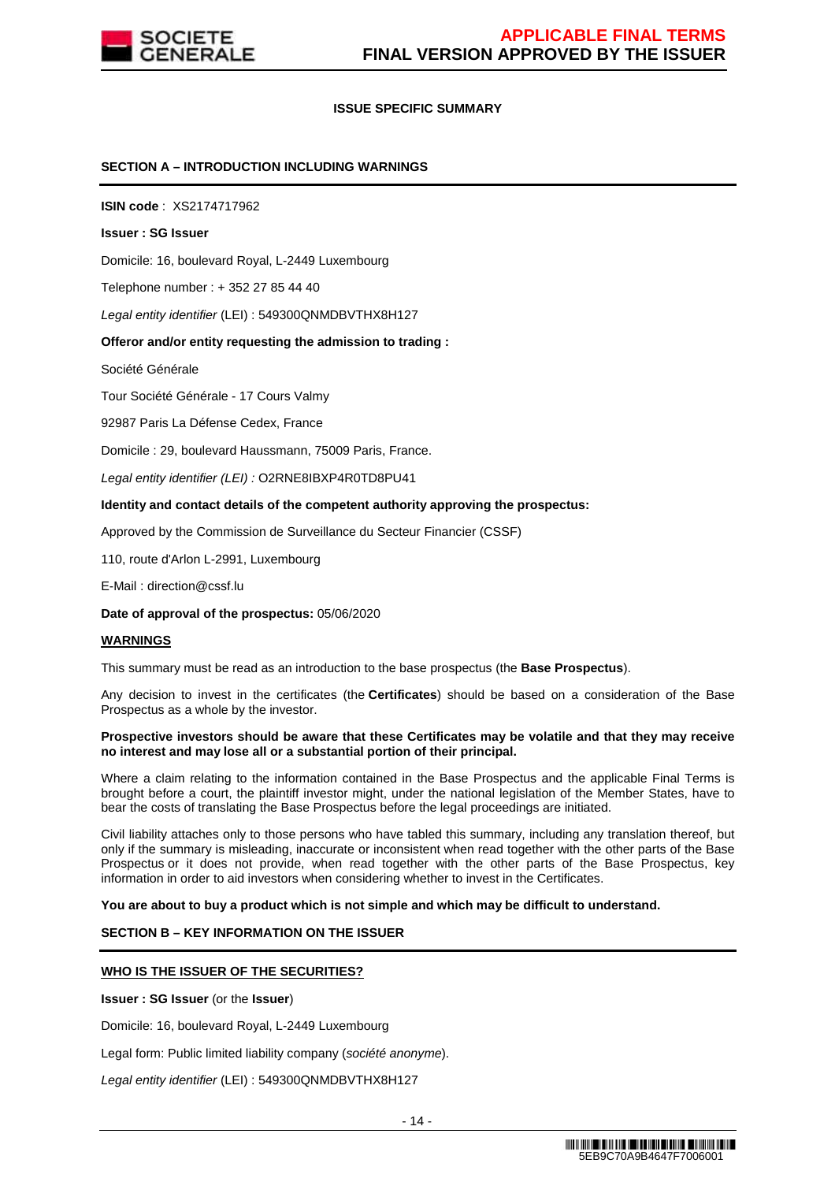## ISSUE SPECIFIC SUMMARY

### SECTION A – INTRODUCTION INCLUDING WARNINGS

**ISIN code** : XS2174717962

**Issuer : SG Issuer**

Domicile: 16, boulevard Royal, L-2449 Luxembourg

Telephone number : + 352 27 85 44 40

*Legal entity identifier* (LEI) : 549300QNMDBVTHX8H127

**Offeror and/or entity requesting the admission to trading :**

Société Générale

Tour Société Générale - 17 Cours Valmy

92987 Paris La Défense Cedex, France

Domicile : 29, boulevard Haussmann, 75009 Paris, France.

*Legal entity identifier (LEI) :* O2RNE8IBXP4R0TD8PU41

**Identity and contact details of the competent authority approving the prospectus:**

Approved by the Commission de Surveillance du Secteur Financier (CSSF)

110, route d'Arlon L-2991, Luxembourg

E-Mail : direction@cssf.lu

**Date of approval of the prospectus:** 05/06/2020

**WARNINGS**

This summary must be read as an introduction to the base prospectus (the **Base Prospectus**).

Any decision to invest in the certificates (the **Certificates**) should be based on a consideration of the Base Prospectus as a whole by the investor.

**Prospective investors should be aware that these Certificates may be volatile and that they may receive no interest and may lose all or a substantial portion of their principal.**

Where a claim relating to the information contained in the Base Prospectus and the applicable Final Terms is brought before a court, the plaintiff investor might, under the national legislation of the Member States, have to bear the costs of translating the Base Prospectus before the legal proceedings are initiated.

Civil liability attaches only to those persons who have tabled this summary, including any translation thereof, but only if the summary is misleading, inaccurate or inconsistent when read together with the other parts of the Base Prospectus or it does not provide, when read together with the other parts of the Base Prospectus, key information in order to aid investors when considering whether to invest in the Certificates.

**You are about to buy a product which is not simple and which may be difficult to understand.**

### SECTION B – KEY INFORMATION ON THE ISSUER

**WHO IS THE ISSUER OF THE SECURITIES?**

**Issuer : SG Issuer** (or the **Issuer**)

Domicile: 16, boulevard Royal, L-2449 Luxembourg

Legal form: Public limited liability company (*société anonyme*).

*Legal entity identifier* (LEI) : 549300QNMDBVTHX8H127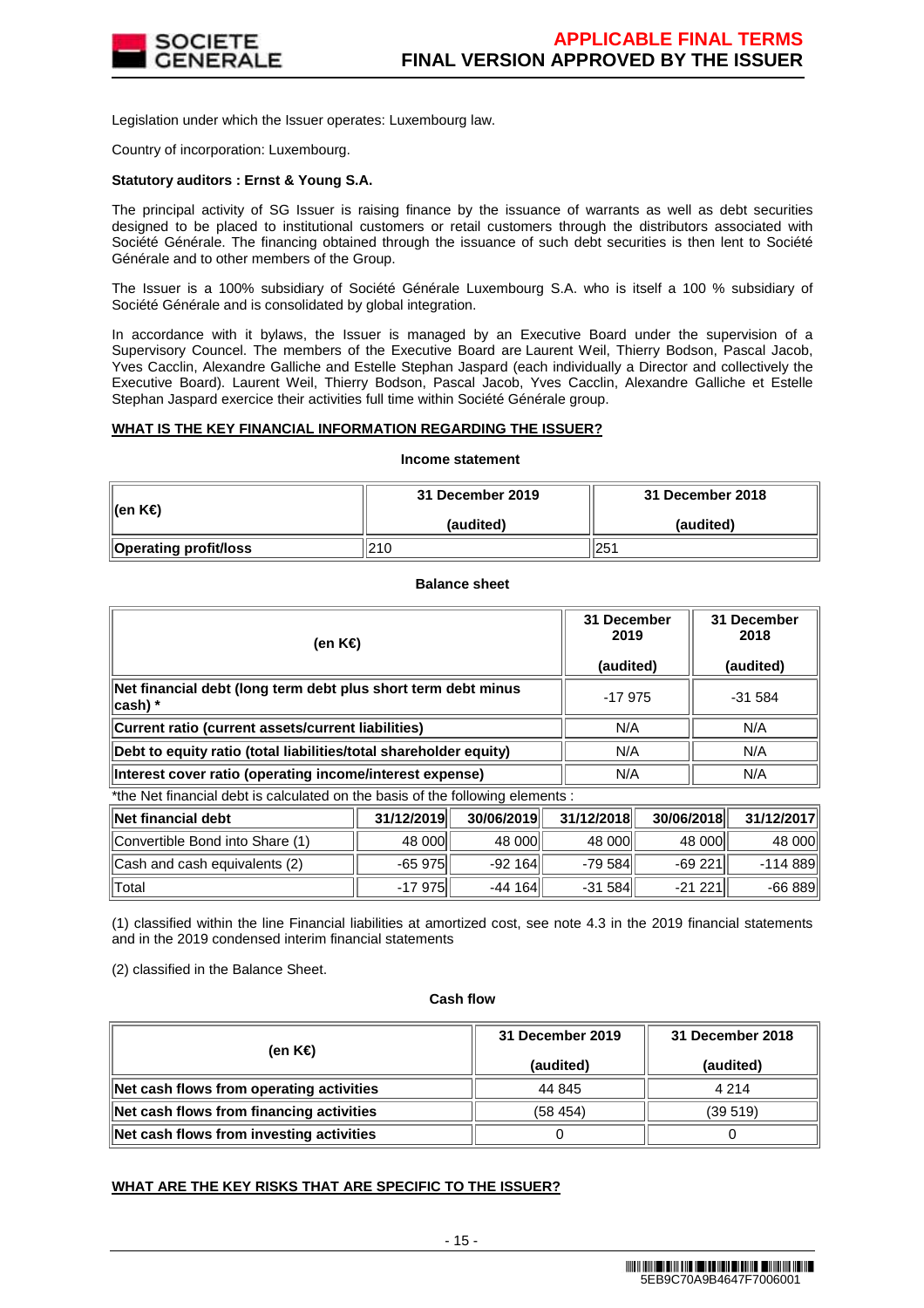Legislation under which the Issuer operates: Luxembourg law.

Country of incorporation: Luxembourg.

**Statutory auditors : Ernst & Young S.A.**

The principal activity of SG Issuer is raising finance by the issuance of warrants as well as debt securities designed to be placed to institutional customers or retail customers through the distributors associated with Société Générale. The financing obtained through the issuance of such debt securities is then lent to Société Générale and to other members of the Group.

The Issuer is a 100% subsidiary of Société Générale Luxembourg S.A. who is itself a 100 % subsidiary of Société Générale and is consolidated by global integration.

In accordance with it bylaws, the Issuer is managed by an Executive Board under the supervision of a Supervisory Councel. The members of the Executive Board are Laurent Weil, Thierry Bodson, Pascal Jacob, Yves Cacclin, Alexandre Galliche and Estelle Stephan Jaspard (each individually a Director and collectively the Executive Board). Laurent Weil, Thierry Bodson, Pascal Jacob, Yves Cacclin, Alexandre Galliche et Estelle Stephan Jaspard exercice their activities full time within Société Générale group.

**WHAT IS THE KEY FINANCIAL INFORMATION REGARDING THE ISSUER?**

**Income statement**

| (en K€) | 31 December 2019 (audited) | 31 December 2018 (audited) |
|---|---|---|
| **Operating profit/loss** | 210 | 251 |

**Balance sheet**

| (en K€) | 31 December 2019 (audited) | 31 December 2018 (audited) |
|---|---|---|
| **Net financial debt (long term debt plus short term debt minus cash) *** | -17 975 | -31 584 |
| **Current ratio (current assets/current liabilities)** | N/A | N/A |
| **Debt to equity ratio (total liabilities/total shareholder equity)** | N/A | N/A |
| **Interest cover ratio (operating income/interest expense)** | N/A | N/A |

*the Net financial debt is calculated on the basis of the following elements :

| Net financial debt | 31/12/2019 | 30/06/2019 | 31/12/2018 | 30/06/2018 | 31/12/2017 |
|---|---|---|---|---|---|
| Convertible Bond into Share (1) | 48 000 | 48 000 | 48 000 | 48 000 | 48 000 |
| Cash and cash equivalents (2) | -65 975 | -92 164 | -79 584 | -69 221 | -114 889 |
| Total | -17 975 | -44 164 | -31 584 | -21 221 | -66 889 |

(1) classified within the line Financial liabilities at amortized cost, see note 4.3 in the 2019 financial statements and in the 2019 condensed interim financial statements

(2) classified in the Balance Sheet.

**Cash flow**

| (en K€) | 31 December 2019 (audited) | 31 December 2018 (audited) |
|---|---|---|
| **Net cash flows from operating activities** | 44 845 | 4 214 |
| **Net cash flows from financing activities** | (58 454) | (39 519) |
| **Net cash flows from investing activities** | 0 | 0 |

**WHAT ARE THE KEY RISKS THAT ARE SPECIFIC TO THE ISSUER?**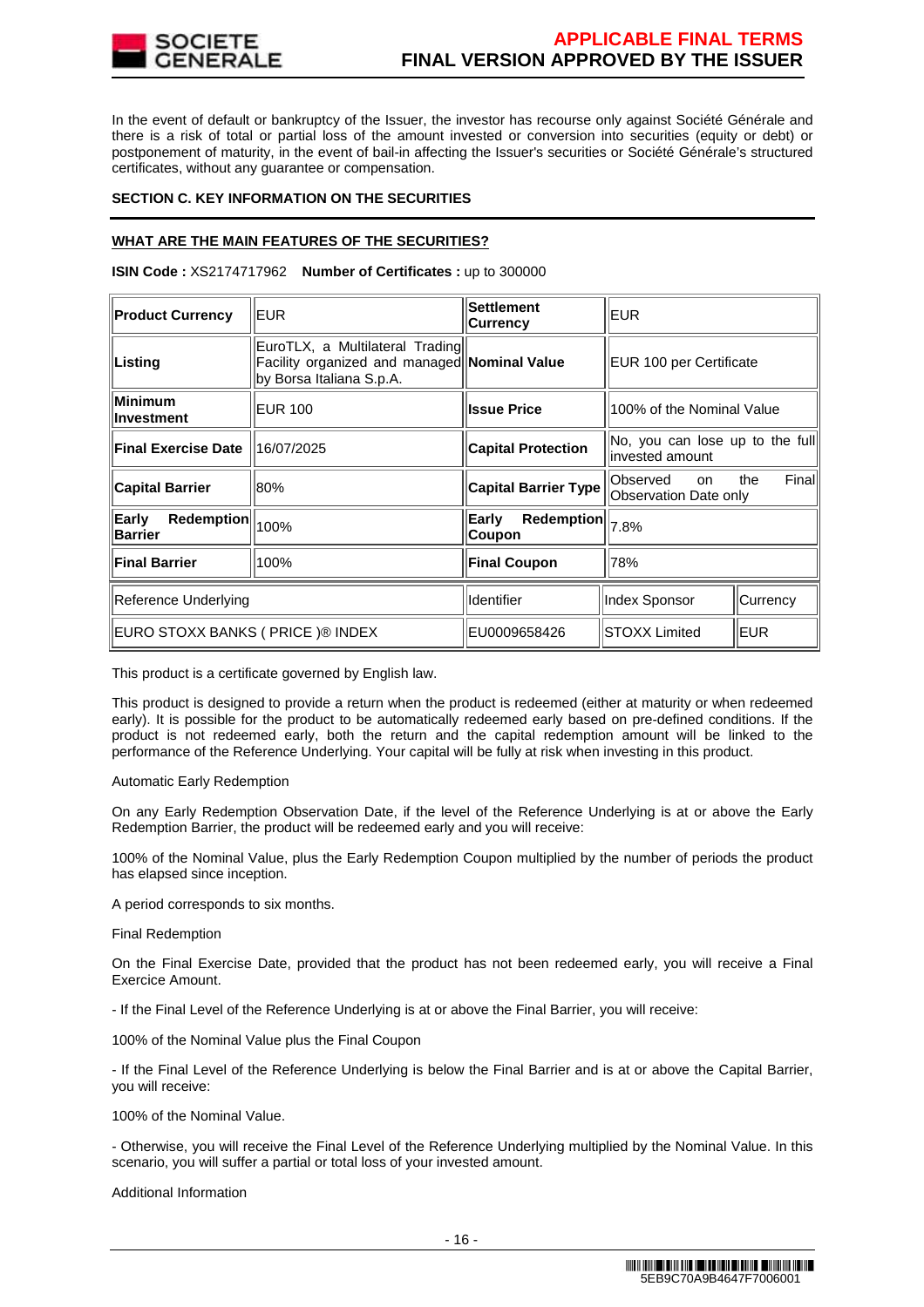In the event of default or bankruptcy of the Issuer, the investor has recourse only against Société Générale and there is a risk of total or partial loss of the amount invested or conversion into securities (equity or debt) or postponement of maturity, in the event of bail-in affecting the Issuer's securities or Société Générale's structured certificates, without any guarantee or compensation.

**SECTION C. KEY INFORMATION ON THE SECURITIES**

**WHAT ARE THE MAIN FEATURES OF THE SECURITIES?**

**ISIN Code :** XS2174717962 **Number of Certificates :** up to 300000

| **Product Currency** | EUR | **Settlement Currency** | EUR | |
|---|---|---|---|---|
| **Listing** | EuroTLX, a Multilateral Trading Facility organized and managed by Borsa Italiana S.p.A. | **Nominal Value** | EUR 100 per Certificate | |
| **Minimum Investment** | EUR 100 | **Issue Price** | 100% of the Nominal Value | |
| **Final Exercise Date** | 16/07/2025 | **Capital Protection** | No, you can lose up to the full invested amount | |
| **Capital Barrier** | 80% | **Capital Barrier Type** | Observed on the Final Observation Date only | |
| **Early Redemption Barrier** | 100% | **Early Redemption Coupon** | 7.8% | |
| **Final Barrier** | 100% | **Final Coupon** | 78% | |
| Reference Underlying | | Identifier | Index Sponsor | Currency |
| EURO STOXX BANKS ( PRICE )® INDEX | | EU0009658426 | STOXX Limited | EUR |

This product is a certificate governed by English law.

This product is designed to provide a return when the product is redeemed (either at maturity or when redeemed early). It is possible for the product to be automatically redeemed early based on pre-defined conditions. If the product is not redeemed early, both the return and the capital redemption amount will be linked to the performance of the Reference Underlying. Your capital will be fully at risk when investing in this product.

Automatic Early Redemption

On any Early Redemption Observation Date, if the level of the Reference Underlying is at or above the Early Redemption Barrier, the product will be redeemed early and you will receive:

100% of the Nominal Value, plus the Early Redemption Coupon multiplied by the number of periods the product has elapsed since inception.

A period corresponds to six months.

Final Redemption

On the Final Exercise Date, provided that the product has not been redeemed early, you will receive a Final Exercise Amount.

- If the Final Level of the Reference Underlying is at or above the Final Barrier, you will receive:

100% of the Nominal Value plus the Final Coupon

- If the Final Level of the Reference Underlying is below the Final Barrier and is at or above the Capital Barrier, you will receive:

100% of the Nominal Value.

- Otherwise, you will receive the Final Level of the Reference Underlying multiplied by the Nominal Value. In this scenario, you will suffer a partial or total loss of your invested amount.

Additional Information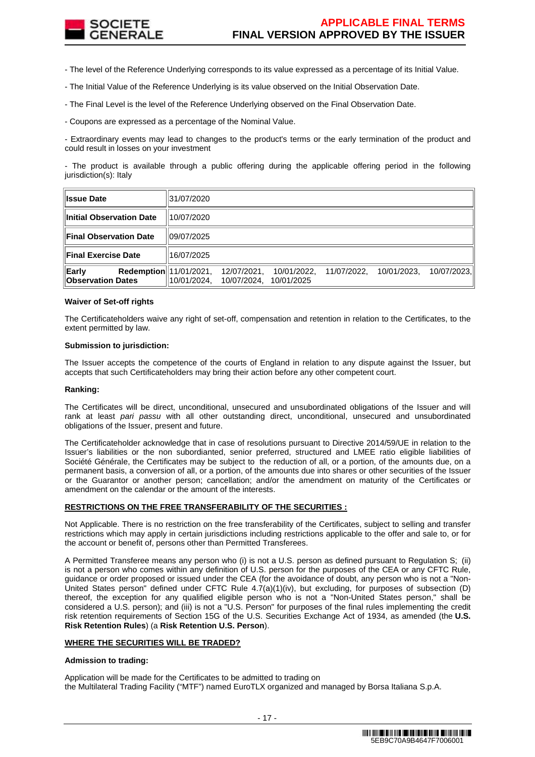- The level of the Reference Underlying corresponds to its value expressed as a percentage of its Initial Value.

- The Initial Value of the Reference Underlying is its value observed on the Initial Observation Date.

- The Final Level is the level of the Reference Underlying observed on the Final Observation Date.

- Coupons are expressed as a percentage of the Nominal Value.

- Extraordinary events may lead to changes to the product's terms or the early termination of the product and could result in losses on your investment

- The product is available through a public offering during the applicable offering period in the following jurisdiction(s): Italy

| | |
|---|---|
| **Issue Date** | 31/07/2020 |
| **Initial Observation Date** | 10/07/2020 |
| **Final Observation Date** | 09/07/2025 |
| **Final Exercise Date** | 16/07/2025 |
| **Early Redemption Observation Dates** | 11/01/2021, 12/07/2021, 10/01/2022, 11/07/2022, 10/01/2023, 10/07/2023, 10/01/2024, 10/07/2024, 10/01/2025 |

**Waiver of Set-off rights**

The Certificateholders waive any right of set-off, compensation and retention in relation to the Certificates, to the extent permitted by law.

**Submission to jurisdiction:**

The Issuer accepts the competence of the courts of England in relation to any dispute against the Issuer, but accepts that such Certificateholders may bring their action before any other competent court.

**Ranking:**

The Certificates will be direct, unconditional, unsecured and unsubordinated obligations of the Issuer and will rank at least *pari passu* with all other outstanding direct, unconditional, unsecured and unsubordinated obligations of the Issuer, present and future.

The Certificateholder acknowledge that in case of resolutions pursuant to Directive 2014/59/UE in relation to the Issuer's liabilities or the non subordianted, senior preferred, structured and LMEE ratio eligible liabilities of Société Générale, the Certificates may be subject to the reduction of all, or a portion, of the amounts due, on a permanent basis, a conversion of all, or a portion, of the amounts due into shares or other securities of the Issuer or the Guarantor or another person; cancellation; and/or the amendment on maturity of the Certificates or amendment on the calendar or the amount of the interests.

**RESTRICTIONS ON THE FREE TRANSFERABILITY OF THE SECURITIES :**

Not Applicable. There is no restriction on the free transferability of the Certificates, subject to selling and transfer restrictions which may apply in certain jurisdictions including restrictions applicable to the offer and sale to, or for the account or benefit of, persons other than Permitted Transferees.

A Permitted Transferee means any person who (i) is not a U.S. person as defined pursuant to Regulation S; (ii) is not a person who comes within any definition of U.S. person for the purposes of the CEA or any CFTC Rule, guidance or order proposed or issued under the CEA (for the avoidance of doubt, any person who is not a "Non-United States person" defined under CFTC Rule 4.7(a)(1)(iv), but excluding, for purposes of subsection (D) thereof, the exception for any qualified eligible person who is not a "Non-United States person," shall be considered a U.S. person); and (iii) is not a "U.S. Person" for purposes of the final rules implementing the credit risk retention requirements of Section 15G of the U.S. Securities Exchange Act of 1934, as amended (the **U.S. Risk Retention Rules**) (a **Risk Retention U.S. Person**).

**WHERE THE SECURITIES WILL BE TRADED?**

**Admission to trading:**

Application will be made for the Certificates to be admitted to trading on the Multilateral Trading Facility ("MTF") named EuroTLX organized and managed by Borsa Italiana S.p.A.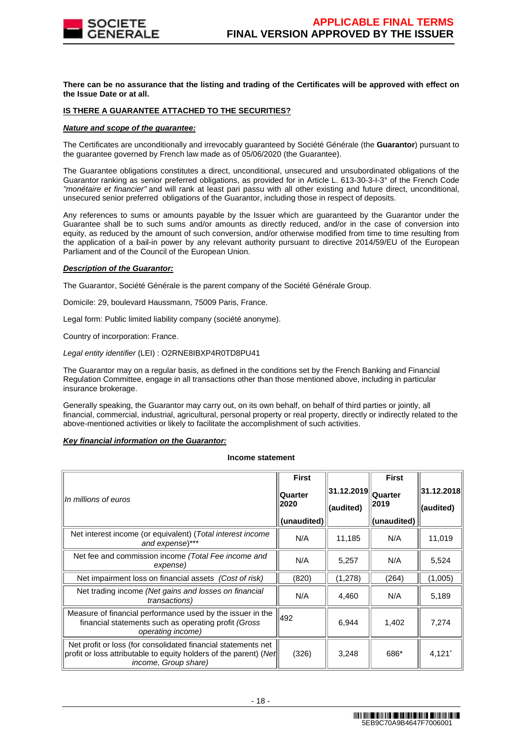**There can be no assurance that the listing and trading of the Certificates will be approved with effect on the Issue Date or at all.**

**IS THERE A GUARANTEE ATTACHED TO THE SECURITIES?**

***Nature and scope of the guarantee:***

The Certificates are unconditionally and irrevocably guaranteed by Société Générale (the **Guarantor**) pursuant to the guarantee governed by French law made as of 05/06/2020 (the Guarantee).

The Guarantee obligations constitutes a direct, unconditional, unsecured and unsubordinated obligations of the Guarantor ranking as senior preferred obligations, as provided for in Article L. 613-30-3-I-3° of the French Code *"monétaire et financier"* and will rank at least pari passu with all other existing and future direct, unconditional, unsecured senior preferred obligations of the Guarantor, including those in respect of deposits.

Any references to sums or amounts payable by the Issuer which are guaranteed by the Guarantor under the Guarantee shall be to such sums and/or amounts as directly reduced, and/or in the case of conversion into equity, as reduced by the amount of such conversion, and/or otherwise modified from time to time resulting from the application of a bail-in power by any relevant authority pursuant to directive 2014/59/EU of the European Parliament and of the Council of the European Union.

***Description of the Guarantor:***

The Guarantor, Société Générale is the parent company of the Société Générale Group.

Domicile: 29, boulevard Haussmann, 75009 Paris, France.

Legal form: Public limited liability company (société anonyme).

Country of incorporation: France.

*Legal entity identifier* (LEI) : O2RNE8IBXP4R0TD8PU41

The Guarantor may on a regular basis, as defined in the conditions set by the French Banking and Financial Regulation Committee, engage in all transactions other than those mentioned above, including in particular insurance brokerage.

Generally speaking, the Guarantor may carry out, on its own behalf, on behalf of third parties or jointly, all financial, commercial, industrial, agricultural, personal property or real property, directly or indirectly related to the above-mentioned activities or likely to facilitate the accomplishment of such activities.

***Key financial information on the Guarantor:***

**Income statement**

| *In millions of euros* | **First Quarter 2020 (unaudited)** | **31.12.2019 (audited)** | **First Quarter 2019 (unaudited)** | **31.12.2018 (audited)** |
|---|---|---|---|---|
| Net interest income (or equivalent) (*Total interest income and expense*)*** | N/A | 11,185 | N/A | 11,019 |
| Net fee and commission income (*Total Fee income and expense)* | N/A | 5,257 | N/A | 5,524 |
| Net impairment loss on financial assets (*Cost of risk)* | (820) | (1,278) | (264) | (1,005) |
| Net trading income *(Net gains and losses on financial transactions)* | N/A | 4,460 | N/A | 5,189 |
| Measure of financial performance used by the issuer in the financial statements such as operating profit *(Gross operating income)* | 492 | 6,944 | 1,402 | 7,274 |
| Net profit or loss (for consolidated financial statements net profit or loss attributable to equity holders of the parent) *(Net income, Group share)* | (326) | 3,248 | 686* | 4,121* |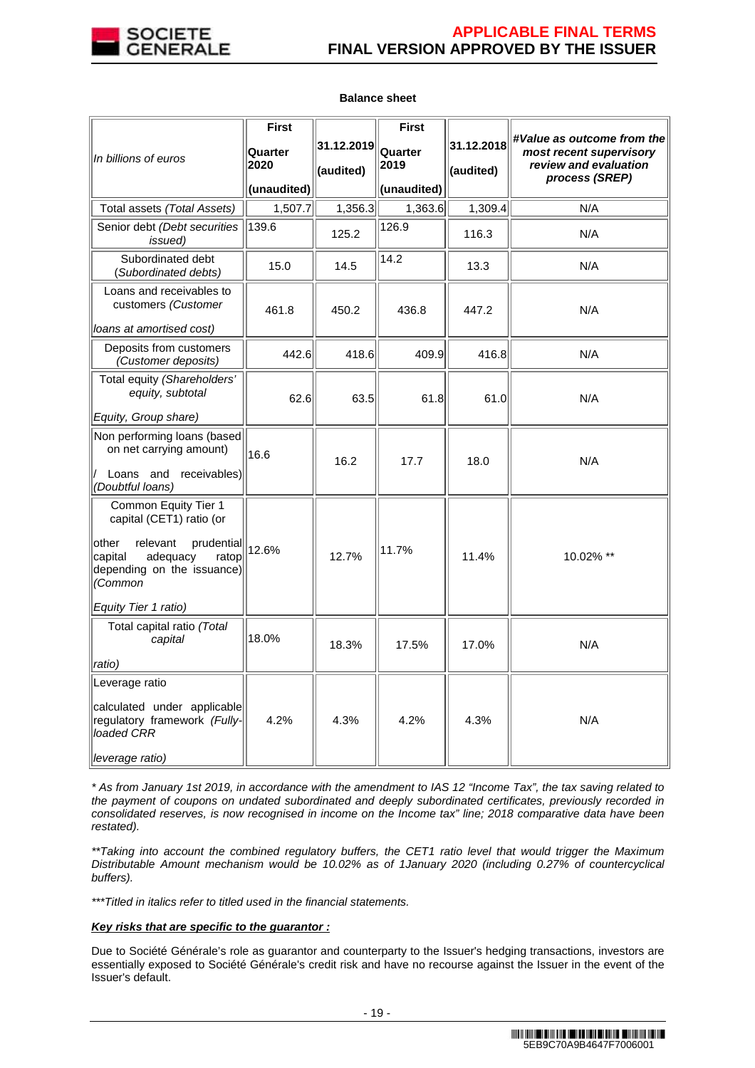**Balance sheet**

| *In billions of euros* | First Quarter 2020 (unaudited) | 31.12.2019 (audited) | First Quarter 2019 (unaudited) | 31.12.2018 (audited) | ***#Value as outcome from the most recent supervisory review and evaluation process (SREP)*** |
|---|---|---|---|---|---|
| Total assets *(Total Assets)* | 1,507.7 | 1,356.3 | 1,363.6 | 1,309.4 | N/A |
| Senior debt *(Debt securities issued)* | 139.6 | 125.2 | 126.9 | 116.3 | N/A |
| Subordinated debt *(Subordinated debts)* | 15.0 | 14.5 | 14.2 | 13.3 | N/A |
| Loans and receivables to customers *(Customer loans at amortised cost)* | 461.8 | 450.2 | 436.8 | 447.2 | N/A |
| Deposits from customers *(Customer deposits)* | 442.6 | 418.6 | 409.9 | 416.8 | N/A |
| Total equity *(Shareholders' equity, subtotal Equity, Group share)* | 62.6 | 63.5 | 61.8 | 61.0 | N/A |
| Non performing loans (based on net carrying amount) / Loans and receivables) *(Doubtful loans)* | 16.6 | 16.2 | 17.7 | 18.0 | N/A |
| Common Equity Tier 1 capital (CET1) ratio (or other relevant prudential capital adequacy ratop depending on the issuance) *(Common Equity Tier 1 ratio)* | 12.6% | 12.7% | 11.7% | 11.4% | 10.02% ** |
| Total capital ratio *(Total capital ratio)* | 18.0% | 18.3% | 17.5% | 17.0% | N/A |
| Leverage ratio calculated under applicable regulatory framework *(Fully-loaded CRR leverage ratio)* | 4.2% | 4.3% | 4.2% | 4.3% | N/A |

*\* As from January 1st 2019, in accordance with the amendment to IAS 12 "Income Tax", the tax saving related to the payment of coupons on undated subordinated and deeply subordinated certificates, previously recorded in consolidated reserves, is now recognised in income on the Income tax" line; 2018 comparative data have been restated).*

*\*\*Taking into account the combined regulatory buffers, the CET1 ratio level that would trigger the Maximum Distributable Amount mechanism would be 10.02% as of 1January 2020 (including 0.27% of countercyclical buffers).*

*\*\*\*Titled in italics refer to titled used in the financial statements.*

***Key risks that are specific to the guarantor :***

Due to Société Générale's role as guarantor and counterparty to the Issuer's hedging transactions, investors are essentially exposed to Société Générale's credit risk and have no recourse against the Issuer in the event of the Issuer's default.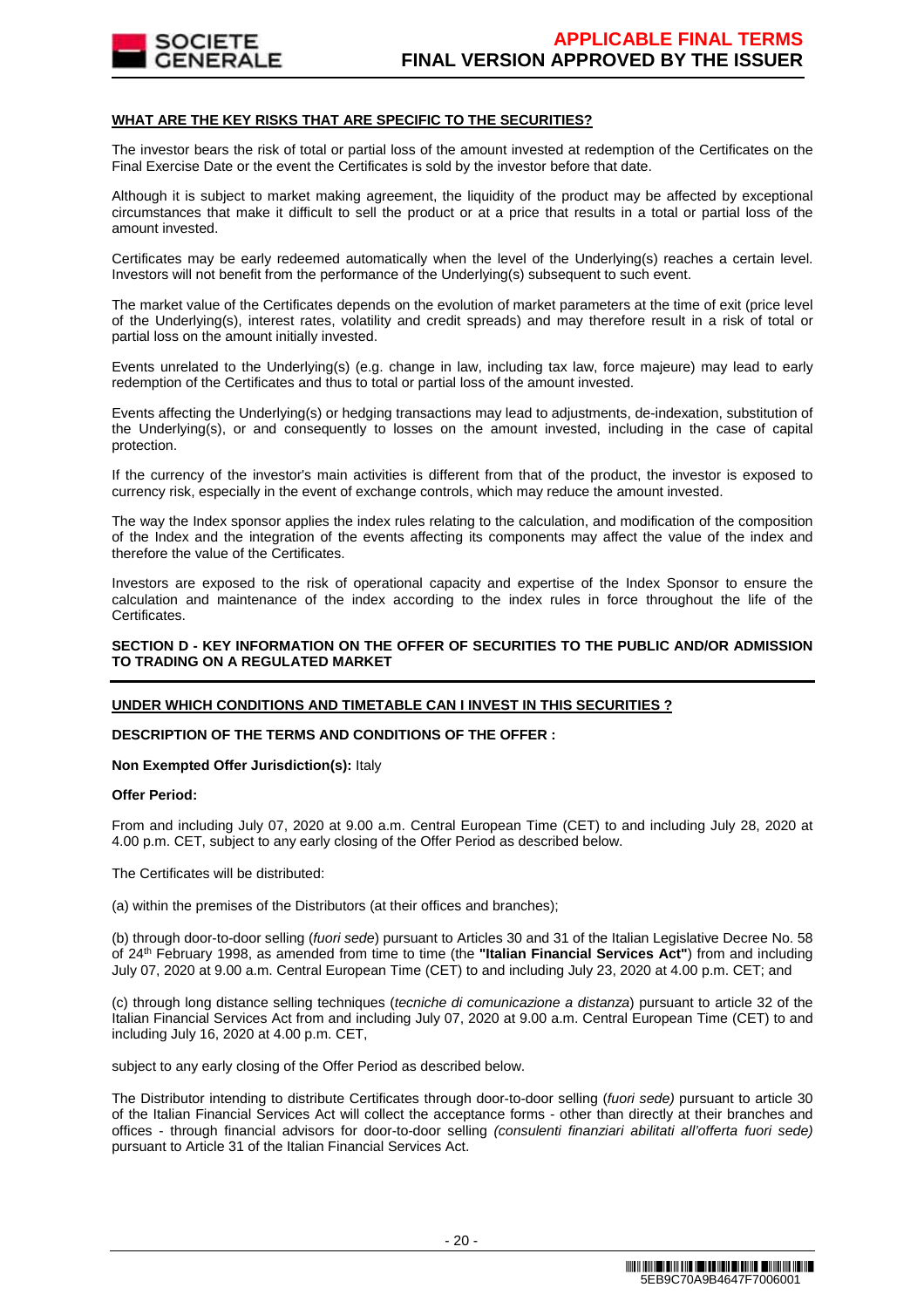**WHAT ARE THE KEY RISKS THAT ARE SPECIFIC TO THE SECURITIES?**

The investor bears the risk of total or partial loss of the amount invested at redemption of the Certificates on the Final Exercise Date or the event the Certificates is sold by the investor before that date.

Although it is subject to market making agreement, the liquidity of the product may be affected by exceptional circumstances that make it difficult to sell the product or at a price that results in a total or partial loss of the amount invested.

Certificates may be early redeemed automatically when the level of the Underlying(s) reaches a certain level. Investors will not benefit from the performance of the Underlying(s) subsequent to such event.

The market value of the Certificates depends on the evolution of market parameters at the time of exit (price level of the Underlying(s), interest rates, volatility and credit spreads) and may therefore result in a risk of total or partial loss on the amount initially invested.

Events unrelated to the Underlying(s) (e.g. change in law, including tax law, force majeure) may lead to early redemption of the Certificates and thus to total or partial loss of the amount invested.

Events affecting the Underlying(s) or hedging transactions may lead to adjustments, de-indexation, substitution of the Underlying(s), or and consequently to losses on the amount invested, including in the case of capital protection.

If the currency of the investor's main activities is different from that of the product, the investor is exposed to currency risk, especially in the event of exchange controls, which may reduce the amount invested.

The way the Index sponsor applies the index rules relating to the calculation, and modification of the composition of the Index and the integration of the events affecting its components may affect the value of the index and therefore the value of the Certificates.

Investors are exposed to the risk of operational capacity and expertise of the Index Sponsor to ensure the calculation and maintenance of the index according to the index rules in force throughout the life of the Certificates.

**SECTION D - KEY INFORMATION ON THE OFFER OF SECURITIES TO THE PUBLIC AND/OR ADMISSION TO TRADING ON A REGULATED MARKET**

**UNDER WHICH CONDITIONS AND TIMETABLE CAN I INVEST IN THIS SECURITIES ?**

**DESCRIPTION OF THE TERMS AND CONDITIONS OF THE OFFER :**

**Non Exempted Offer Jurisdiction(s):** Italy

**Offer Period:**

From and including July 07, 2020 at 9.00 a.m. Central European Time (CET) to and including July 28, 2020 at 4.00 p.m. CET, subject to any early closing of the Offer Period as described below.

The Certificates will be distributed:

(a) within the premises of the Distributors (at their offices and branches);

(b) through door-to-door selling (*fuori sede*) pursuant to Articles 30 and 31 of the Italian Legislative Decree No. 58 of 24th February 1998, as amended from time to time (the **"Italian Financial Services Act"**) from and including July 07, 2020 at 9.00 a.m. Central European Time (CET) to and including July 23, 2020 at 4.00 p.m. CET; and

(c) through long distance selling techniques (*tecniche di comunicazione a distanza*) pursuant to article 32 of the Italian Financial Services Act from and including July 07, 2020 at 9.00 a.m. Central European Time (CET) to and including July 16, 2020 at 4.00 p.m. CET,

subject to any early closing of the Offer Period as described below.

The Distributor intending to distribute Certificates through door-to-door selling (*fuori sede)* pursuant to article 30 of the Italian Financial Services Act will collect the acceptance forms - other than directly at their branches and offices - through financial advisors for door-to-door selling *(consulenti finanziari abilitati all'offerta fuori sede)* pursuant to Article 31 of the Italian Financial Services Act.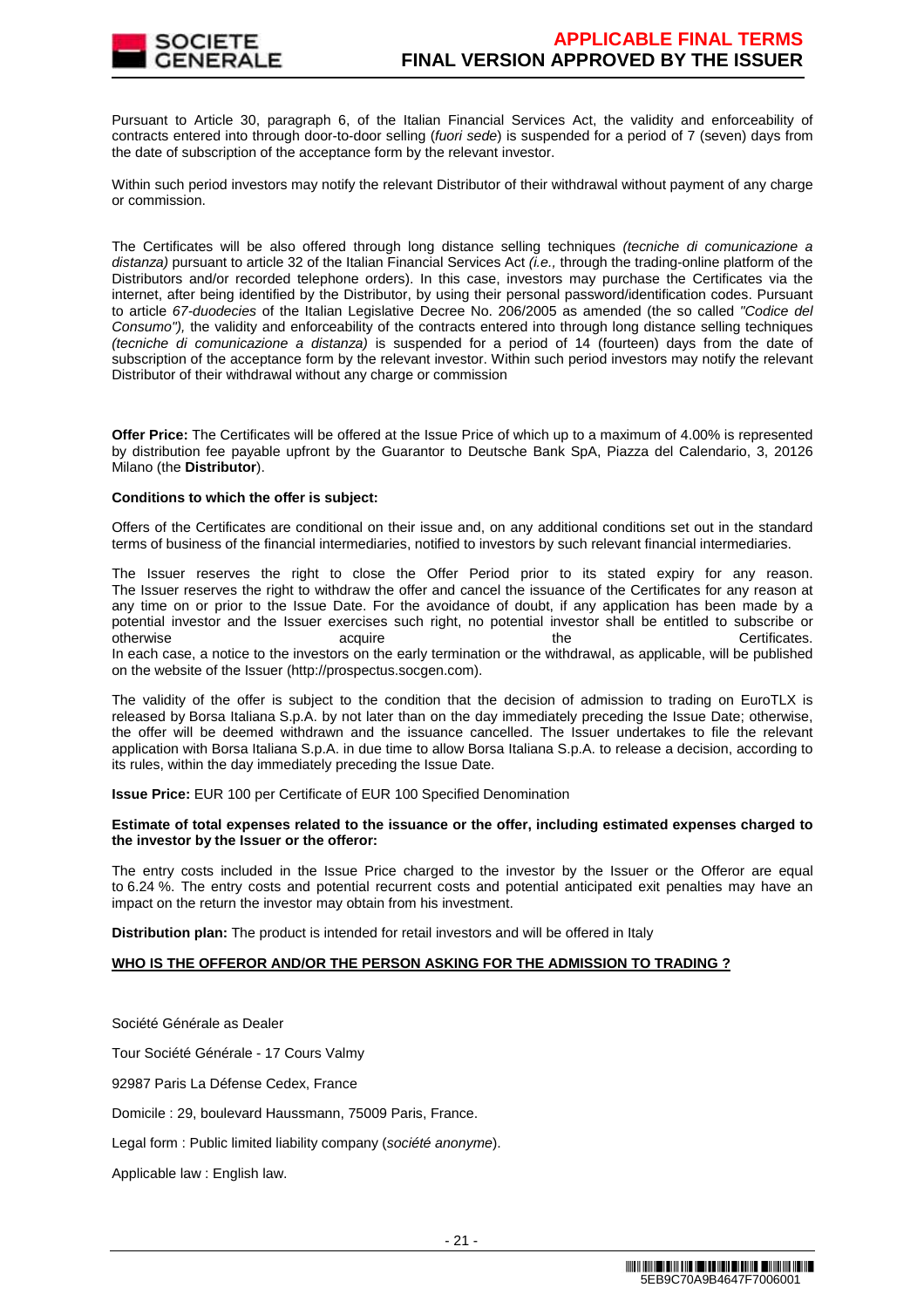Pursuant to Article 30, paragraph 6, of the Italian Financial Services Act, the validity and enforceability of contracts entered into through door-to-door selling (*fuori sede*) is suspended for a period of 7 (seven) days from the date of subscription of the acceptance form by the relevant investor.

Within such period investors may notify the relevant Distributor of their withdrawal without payment of any charge or commission.

The Certificates will be also offered through long distance selling techniques *(tecniche di comunicazione a distanza)* pursuant to article 32 of the Italian Financial Services Act *(i.e.,* through the trading-online platform of the Distributors and/or recorded telephone orders). In this case, investors may purchase the Certificates via the internet, after being identified by the Distributor, by using their personal password/identification codes. Pursuant to article *67-duodecies* of the Italian Legislative Decree No. 206/2005 as amended (the so called *"Codice del Consumo"),* the validity and enforceability of the contracts entered into through long distance selling techniques *(tecniche di comunicazione a distanza)* is suspended for a period of 14 (fourteen) days from the date of subscription of the acceptance form by the relevant investor. Within such period investors may notify the relevant Distributor of their withdrawal without any charge or commission

**Offer Price:** The Certificates will be offered at the Issue Price of which up to a maximum of 4.00% is represented by distribution fee payable upfront by the Guarantor to Deutsche Bank SpA, Piazza del Calendario, 3, 20126 Milano (the **Distributor**).

**Conditions to which the offer is subject:**

Offers of the Certificates are conditional on their issue and, on any additional conditions set out in the standard terms of business of the financial intermediaries, notified to investors by such relevant financial intermediaries.

The Issuer reserves the right to close the Offer Period prior to its stated expiry for any reason. The Issuer reserves the right to withdraw the offer and cancel the issuance of the Certificates for any reason at any time on or prior to the Issue Date. For the avoidance of doubt, if any application has been made by a potential investor and the Issuer exercises such right, no potential investor shall be entitled to subscribe or otherwise acquire the Certificates.
In each case, a notice to the investors on the early termination or the withdrawal, as applicable, will be published on the website of the Issuer (http://prospectus.socgen.com).

The validity of the offer is subject to the condition that the decision of admission to trading on EuroTLX is released by Borsa Italiana S.p.A. by not later than on the day immediately preceding the Issue Date; otherwise, the offer will be deemed withdrawn and the issuance cancelled. The Issuer undertakes to file the relevant application with Borsa Italiana S.p.A. in due time to allow Borsa Italiana S.p.A. to release a decision, according to its rules, within the day immediately preceding the Issue Date.

**Issue Price:** EUR 100 per Certificate of EUR 100 Specified Denomination

**Estimate of total expenses related to the issuance or the offer, including estimated expenses charged to the investor by the Issuer or the offeror:**

The entry costs included in the Issue Price charged to the investor by the Issuer or the Offeror are equal to 6.24 %. The entry costs and potential recurrent costs and potential anticipated exit penalties may have an impact on the return the investor may obtain from his investment.

**Distribution plan:** The product is intended for retail investors and will be offered in Italy

**WHO IS THE OFFEROR AND/OR THE PERSON ASKING FOR THE ADMISSION TO TRADING ?**

Société Générale as Dealer

Tour Société Générale - 17 Cours Valmy

92987 Paris La Défense Cedex, France

Domicile : 29, boulevard Haussmann, 75009 Paris, France.

Legal form : Public limited liability company (*société anonyme*).

Applicable law : English law.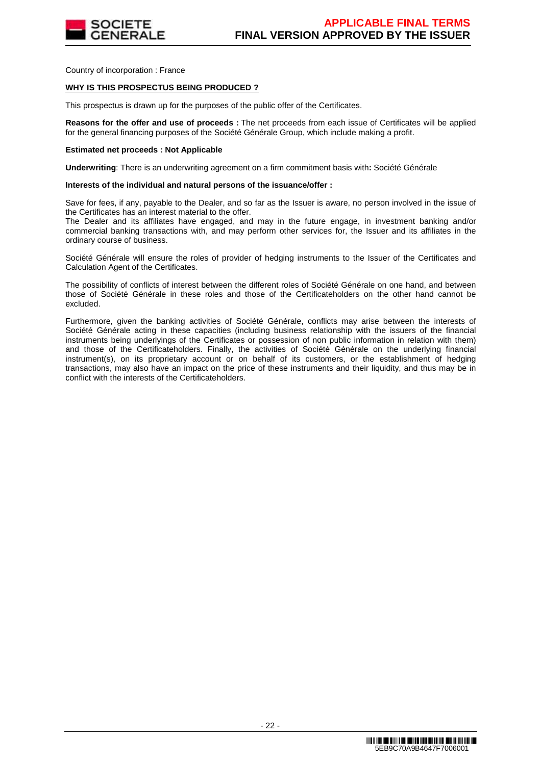Country of incorporation : France

**WHY IS THIS PROSPECTUS BEING PRODUCED ?**

This prospectus is drawn up for the purposes of the public offer of the Certificates.

**Reasons for the offer and use of proceeds :** The net proceeds from each issue of Certificates will be applied for the general financing purposes of the Société Générale Group, which include making a profit.

**Estimated net proceeds : Not Applicable**

**Underwriting**: There is an underwriting agreement on a firm commitment basis with**:** Société Générale

**Interests of the individual and natural persons of the issuance/offer :**

Save for fees, if any, payable to the Dealer, and so far as the Issuer is aware, no person involved in the issue of the Certificates has an interest material to the offer.
The Dealer and its affiliates have engaged, and may in the future engage, in investment banking and/or commercial banking transactions with, and may perform other services for, the Issuer and its affiliates in the ordinary course of business.

Société Générale will ensure the roles of provider of hedging instruments to the Issuer of the Certificates and Calculation Agent of the Certificates.

The possibility of conflicts of interest between the different roles of Société Générale on one hand, and between those of Société Générale in these roles and those of the Certificateholders on the other hand cannot be excluded.

Furthermore, given the banking activities of Société Générale, conflicts may arise between the interests of Société Générale acting in these capacities (including business relationship with the issuers of the financial instruments being underlyings of the Certificates or possession of non public information in relation with them) and those of the Certificateholders. Finally, the activities of Société Générale on the underlying financial instrument(s), on its proprietary account or on behalf of its customers, or the establishment of hedging transactions, may also have an impact on the price of these instruments and their liquidity, and thus may be in conflict with the interests of the Certificateholders.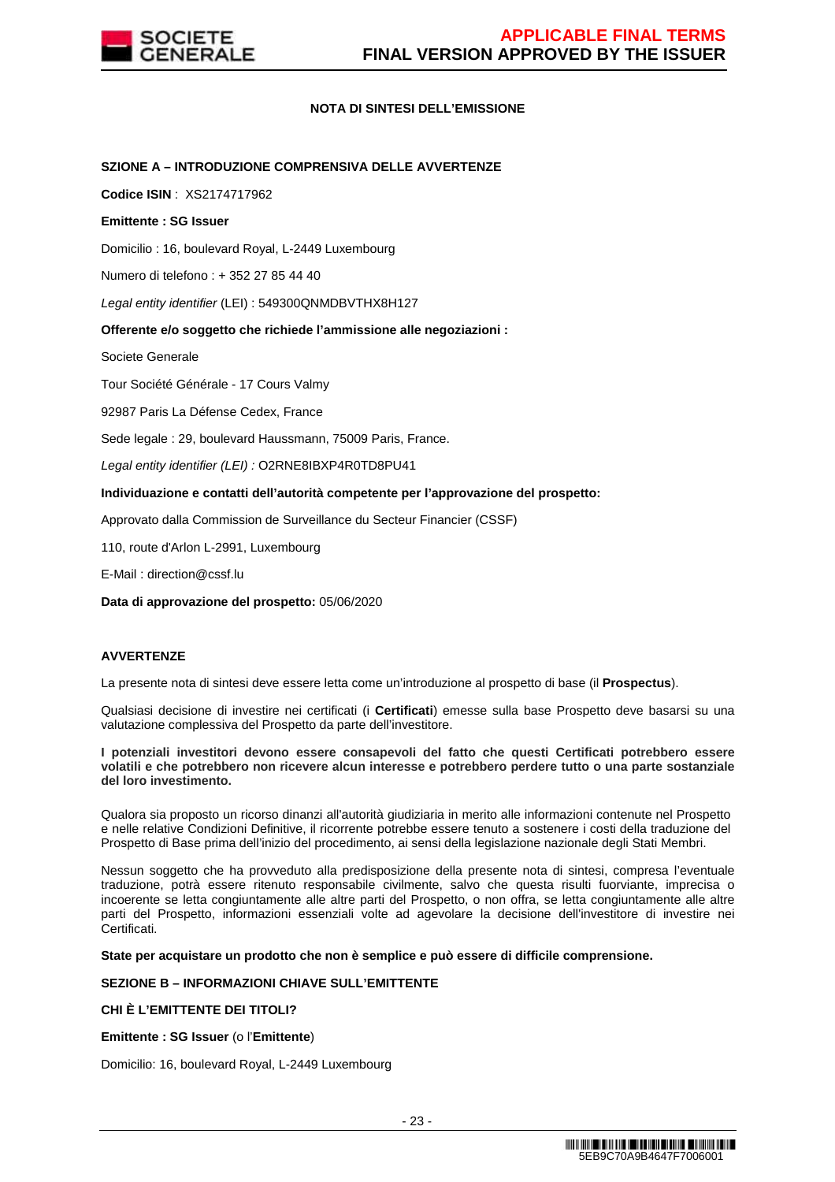## NOTA DI SINTESI DELL'EMISSIONE

### SZIONE A – INTRODUZIONE COMPRENSIVA DELLE AVVERTENZE

**Codice ISIN** : XS2174717962

**Emittente : SG Issuer**

Domicilio : 16, boulevard Royal, L-2449 Luxembourg

Numero di telefono : + 352 27 85 44 40

*Legal entity identifier* (LEI) : 549300QNMDBVTHX8H127

**Offerente e/o soggetto che richiede l'ammissione alle negoziazioni :**

Societe Generale

Tour Société Générale - 17 Cours Valmy

92987 Paris La Défense Cedex, France

Sede legale : 29, boulevard Haussmann, 75009 Paris, France.

*Legal entity identifier (LEI) :* O2RNE8IBXP4R0TD8PU41

**Individuazione e contatti dell'autorità competente per l'approvazione del prospetto:**

Approvato dalla Commission de Surveillance du Secteur Financier (CSSF)

110, route d'Arlon L-2991, Luxembourg

E-Mail : direction@cssf.lu

**Data di approvazione del prospetto:** 05/06/2020

### AVVERTENZE

La presente nota di sintesi deve essere letta come un'introduzione al prospetto di base (il **Prospectus**).

Qualsiasi decisione di investire nei certificati (i **Certificati**) emesse sulla base Prospetto deve basarsi su una valutazione complessiva del Prospetto da parte dell'investitore.

**I potenziali investitori devono essere consapevoli del fatto che questi Certificati potrebbero essere volatili e che potrebbero non ricevere alcun interesse e potrebbero perdere tutto o una parte sostanziale del loro investimento.**

Qualora sia proposto un ricorso dinanzi all'autorità giudiziaria in merito alle informazioni contenute nel Prospetto e nelle relative Condizioni Definitive, il ricorrente potrebbe essere tenuto a sostenere i costi della traduzione del Prospetto di Base prima dell'inizio del procedimento, ai sensi della legislazione nazionale degli Stati Membri.

Nessun soggetto che ha provveduto alla predisposizione della presente nota di sintesi, compresa l'eventuale traduzione, potrà essere ritenuto responsabile civilmente, salvo che questa risulti fuorviante, imprecisa o incoerente se letta congiuntamente alle altre parti del Prospetto, o non offra, se letta congiuntamente alle altre parti del Prospetto, informazioni essenziali volte ad agevolare la decisione dell'investitore di investire nei Certificati.

**State per acquistare un prodotto che non è semplice e può essere di difficile comprensione.**

### SEZIONE B – INFORMAZIONI CHIAVE SULL'EMITTENTE

#### CHI È L'EMITTENTE DEI TITOLI?

**Emittente : SG Issuer** (o l'**Emittente**)

Domicilio: 16, boulevard Royal, L-2449 Luxembourg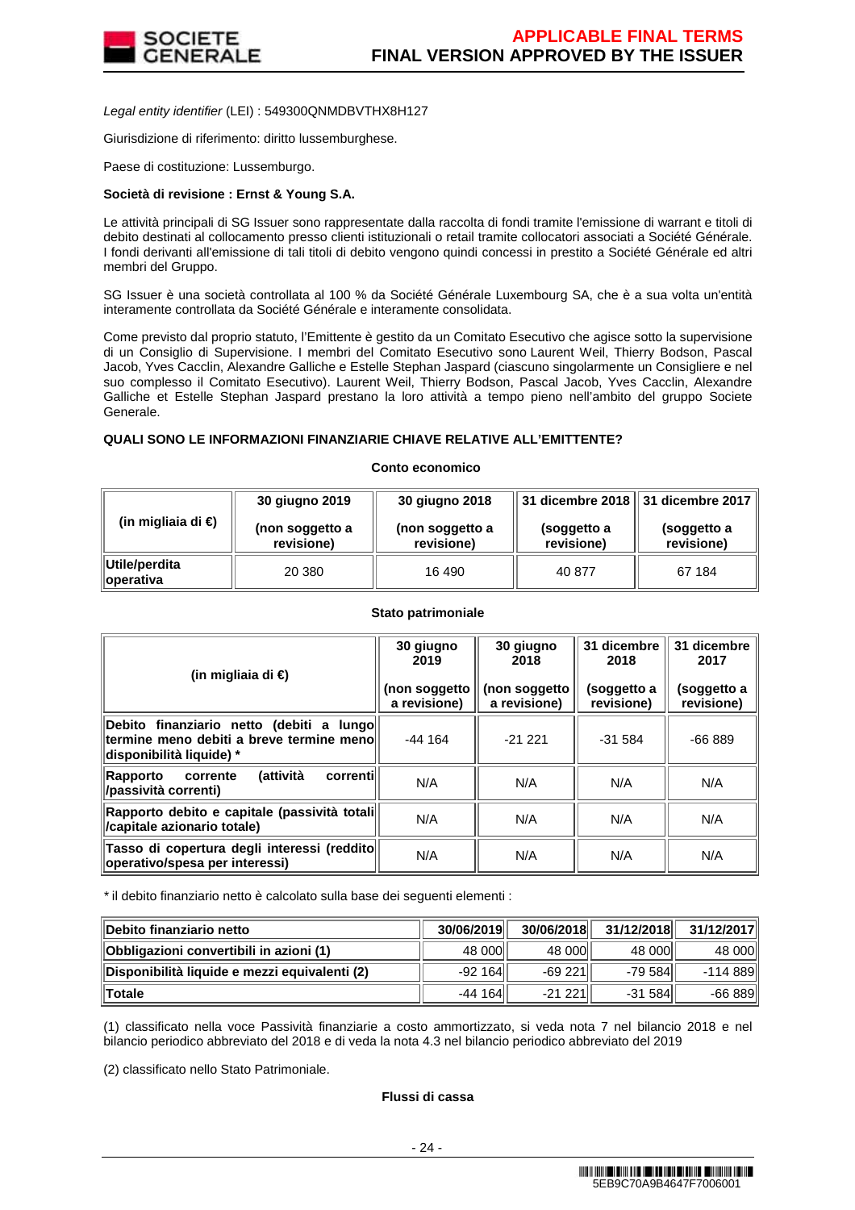*Legal entity identifier* (LEI) : 549300QNMDBVTHX8H127

Giurisdizione di riferimento: diritto lussemburghese.

Paese di costituzione: Lussemburgo.

**Società di revisione : Ernst & Young S.A.**

Le attività principali di SG Issuer sono rappresentate dalla raccolta di fondi tramite l'emissione di warrant e titoli di debito destinati al collocamento presso clienti istituzionali o retail tramite collocatori associati a Société Générale. I fondi derivanti all'emissione di tali titoli di debito vengono quindi concessi in prestito a Société Générale ed altri membri del Gruppo.

SG Issuer è una società controllata al 100 % da Société Générale Luxembourg SA, che è a sua volta un'entità interamente controllata da Société Générale e interamente consolidata.

Come previsto dal proprio statuto, l'Emittente è gestito da un Comitato Esecutivo che agisce sotto la supervisione di un Consiglio di Supervisione. I membri del Comitato Esecutivo sono Laurent Weil, Thierry Bodson, Pascal Jacob, Yves Cacclin, Alexandre Galliche e Estelle Stephan Jaspard (ciascuno singolarmente un Consigliere e nel suo complesso il Comitato Esecutivo). Laurent Weil, Thierry Bodson, Pascal Jacob, Yves Cacclin, Alexandre Galliche et Estelle Stephan Jaspard prestano la loro attività a tempo pieno nell'ambito del gruppo Societe Generale.

**QUALI SONO LE INFORMAZIONI FINANZIARIE CHIAVE RELATIVE ALL'EMITTENTE?**

**Conto economico**

| (in migliaia di €) | 30 giugno 2019 (non soggetto a revisione) | 30 giugno 2018 (non soggetto a revisione) | 31 dicembre 2018 (soggetto a revisione) | 31 dicembre 2017 (soggetto a revisione) |
|---|---|---|---|---|
| Utile/perdita operativa | 20 380 | 16 490 | 40 877 | 67 184 |

**Stato patrimoniale**

| (in migliaia di €) | 30 giugno 2019 (non soggetto a revisione) | 30 giugno 2018 (non soggetto a revisione) | 31 dicembre 2018 (soggetto a revisione) | 31 dicembre 2017 (soggetto a revisione) |
|---|---|---|---|---|
| Debito finanziario netto (debiti a lungo termine meno debiti a breve termine meno disponibilità liquide) * | -44 164 | -21 221 | -31 584 | -66 889 |
| Rapporto corrente (attività correnti /passività correnti) | N/A | N/A | N/A | N/A |
| Rapporto debito e capitale (passività totali /capitale azionario totale) | N/A | N/A | N/A | N/A |
| Tasso di copertura degli interessi (reddito operativo/spesa per interessi) | N/A | N/A | N/A | N/A |

* il debito finanziario netto è calcolato sulla base dei seguenti elementi :

| Debito finanziario netto | 30/06/2019 | 30/06/2018 | 31/12/2018 | 31/12/2017 |
|---|---|---|---|---|
| Obbligazioni convertibili in azioni (1) | 48 000 | 48 000 | 48 000 | 48 000 |
| Disponibilità liquide e mezzi equivalenti (2) | -92 164 | -69 221 | -79 584 | -114 889 |
| Totale | -44 164 | -21 221 | -31 584 | -66 889 |

(1) classificato nella voce Passività finanziarie a costo ammortizzato, si veda nota 7 nel bilancio 2018 e nel bilancio periodico abbreviato del 2018 e di veda la nota 4.3 nel bilancio periodico abbreviato del 2019

(2) classificato nello Stato Patrimoniale.

**Flussi di cassa**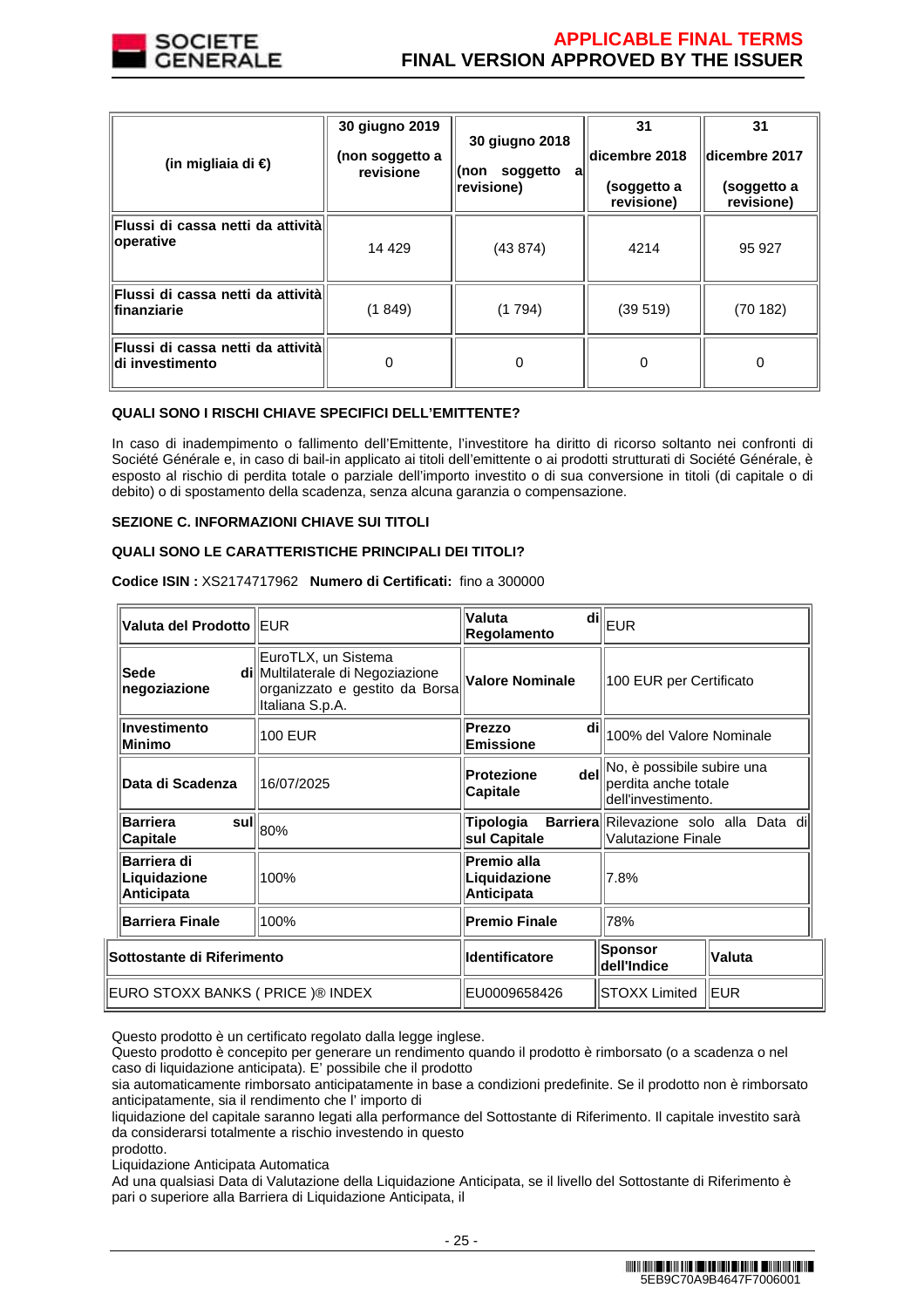| (in migliaia di €) | 30 giugno 2019 (non soggetto a revisione | 30 giugno 2018 (non soggetto a revisione) | 31 dicembre 2018 (soggetto a revisione) | 31 dicembre 2017 (soggetto a revisione) |
|---|---|---|---|---|
| Flussi di cassa netti da attività operative | 14 429 | (43 874) | 4214 | 95 927 |
| Flussi di cassa netti da attività finanziarie | (1 849) | (1 794) | (39 519) | (70 182) |
| Flussi di cassa netti da attività di investimento | 0 | 0 | 0 | 0 |

**QUALI SONO I RISCHI CHIAVE SPECIFICI DELL'EMITTENTE?**

In caso di inadempimento o fallimento dell'Emittente, l'investitore ha diritto di ricorso soltanto nei confronti di Société Générale e, in caso di bail-in applicato ai titoli dell'emittente o ai prodotti strutturati di Société Générale, è esposto al rischio di perdita totale o parziale dell'importo investito o di sua conversione in titoli (di capitale o di debito) o di spostamento della scadenza, senza alcuna garanzia o compensazione.

**SEZIONE C. INFORMAZIONI CHIAVE SUI TITOLI**

**QUALI SONO LE CARATTERISTICHE PRINCIPALI DEI TITOLI?**

**Codice ISIN :** XS2174717962 **Numero di Certificati:** fino a 300000

| | | | |
|---|---|---|---|
| **Valuta del Prodotto** | EUR | **Valuta di Regolamento** | EUR |
| **Sede di negoziazione** | EuroTLX, un Sistema Multilaterale di Negoziazione organizzato e gestito da Borsa Italiana S.p.A. | **Valore Nominale** | 100 EUR per Certificato |
| **Investimento Minimo** | 100 EUR | **Prezzo di Emissione** | 100% del Valore Nominale |
| **Data di Scadenza** | 16/07/2025 | **Protezione del Capitale** | No, è possibile subire una perdita anche totale dell'investimento. |
| **Barriera sul Capitale** | 80% | **Tipologia Barriera sul Capitale** | Rilevazione solo alla Data di Valutazione Finale |
| **Barriera di Liquidazione Anticipata** | 100% | **Premio alla Liquidazione Anticipata** | 7.8% |
| **Barriera Finale** | 100% | **Premio Finale** | 78% |

| Sottostante di Riferimento | Identificatore | Sponsor dell'Indice | Valuta |
|---|---|---|---|
| EURO STOXX BANKS ( PRICE )® INDEX | EU0009658426 | STOXX Limited | EUR |

Questo prodotto è un certificato regolato dalla legge inglese.
Questo prodotto è concepito per generare un rendimento quando il prodotto è rimborsato (o a scadenza o nel caso di liquidazione anticipata). E' possibile che il prodotto
sia automaticamente rimborsato anticipatamente in base a condizioni predefinite. Se il prodotto non è rimborsato anticipatamente, sia il rendimento che l' importo di
liquidazione del capitale saranno legati alla performance del Sottostante di Riferimento. Il capitale investito sarà da considerarsi totalmente a rischio investendo in questo
prodotto.
Liquidazione Anticipata Automatica
Ad una qualsiasi Data di Valutazione della Liquidazione Anticipata, se il livello del Sottostante di Riferimento è pari o superiore alla Barriera di Liquidazione Anticipata, il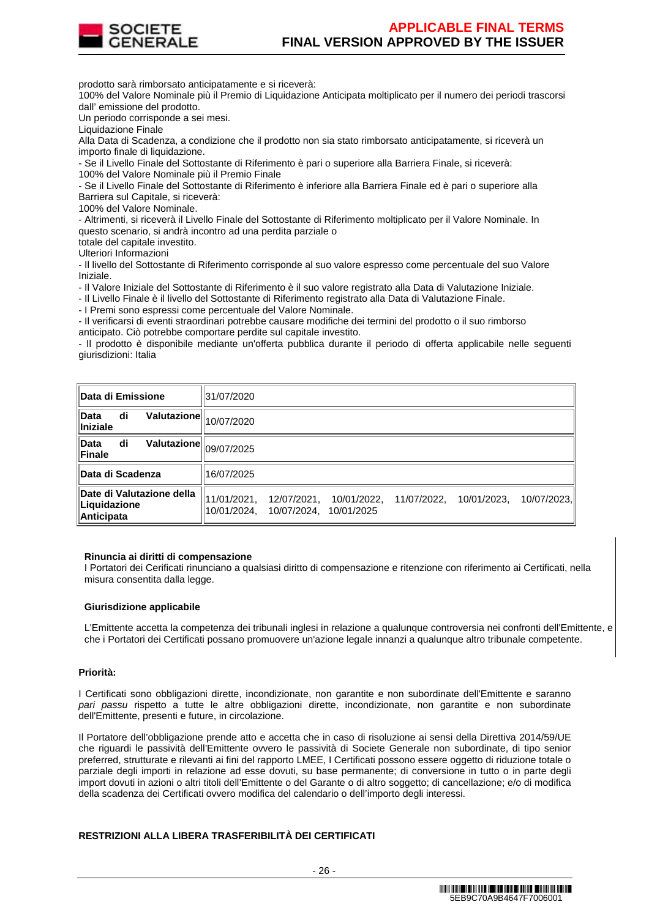prodotto sarà rimborsato anticipatamente e si riceverà:
100% del Valore Nominale più il Premio di Liquidazione Anticipata moltiplicato per il numero dei periodi trascorsi dall' emissione del prodotto.
Un periodo corrisponde a sei mesi.
Liquidazione Finale
Alla Data di Scadenza, a condizione che il prodotto non sia stato rimborsato anticipatamente, si riceverà un importo finale di liquidazione.
- Se il Livello Finale del Sottostante di Riferimento è pari o superiore alla Barriera Finale, si riceverà:
100% del Valore Nominale più il Premio Finale
- Se il Livello Finale del Sottostante di Riferimento è inferiore alla Barriera Finale ed è pari o superiore alla Barriera sul Capitale, si riceverà:
100% del Valore Nominale.
- Altrimenti, si riceverà il Livello Finale del Sottostante di Riferimento moltiplicato per il Valore Nominale. In questo scenario, si andrà incontro ad una perdita parziale o totale del capitale investito.
Ulteriori Informazioni
- Il livello del Sottostante di Riferimento corrisponde al suo valore espresso come percentuale del suo Valore Iniziale.
- Il Valore Iniziale del Sottostante di Riferimento è il suo valore registrato alla Data di Valutazione Iniziale.
- Il Livello Finale è il livello del Sottostante di Riferimento registrato alla Data di Valutazione Finale.
- I Premi sono espressi come percentuale del Valore Nominale.
- Il verificarsi di eventi straordinari potrebbe causare modifiche dei termini del prodotto o il suo rimborso anticipato. Ciò potrebbe comportare perdite sul capitale investito.
- Il prodotto è disponibile mediante un'offerta pubblica durante il periodo di offerta applicabile nelle seguenti giurisdizioni: Italia

| | |
|---|---|
| **Data di Emissione** | 31/07/2020 |
| **Data di Valutazione Iniziale** | 10/07/2020 |
| **Data di Valutazione Finale** | 09/07/2025 |
| **Data di Scadenza** | 16/07/2025 |
| **Date di Valutazione della Liquidazione Anticipata** | 11/01/2021, 12/07/2021, 10/01/2022, 11/07/2022, 10/01/2023, 10/07/2023, 10/01/2024, 10/07/2024, 10/01/2025 |

**Rinuncia ai diritti di compensazione**
I Portatori dei Cerificati rinunciano a qualsiasi diritto di compensazione e ritenzione con riferimento ai Certificati, nella misura consentita dalla legge.

**Giurisdizione applicabile**

L'Emittente accetta la competenza dei tribunali inglesi in relazione a qualunque controversia nei confronti dell'Emittente, e che i Portatori dei Certificati possano promuovere un'azione legale innanzi a qualunque altro tribunale competente.

**Priorità:**

I Certificati sono obbligazioni dirette, incondizionate, non garantite e non subordinate dell'Emittente e saranno *pari passu* rispetto a tutte le altre obbligazioni dirette, incondizionate, non garantite e non subordinate dell'Emittente, presenti e future, in circolazione.

Il Portatore dell'obbligazione prende atto e accetta che in caso di risoluzione ai sensi della Direttiva 2014/59/UE che riguardi le passività dell'Emittente ovvero le passività di Societe Generale non subordinate, di tipo senior preferred, strutturate e rilevanti ai fini del rapporto LMEE, I Certificati possono essere oggetto di riduzione totale o parziale degli importi in relazione ad esse dovuti, su base permanente; di conversione in tutto o in parte degli import dovuti in azioni o altri titoli dell'Emittente o del Garante o di altro soggetto; di cancellazione; e/o di modifica della scadenza dei Certificati ovvero modifica del calendario o dell'importo degli interessi.

**RESTRIZIONI ALLA LIBERA TRASFERIBILITÀ DEI CERTIFICATI**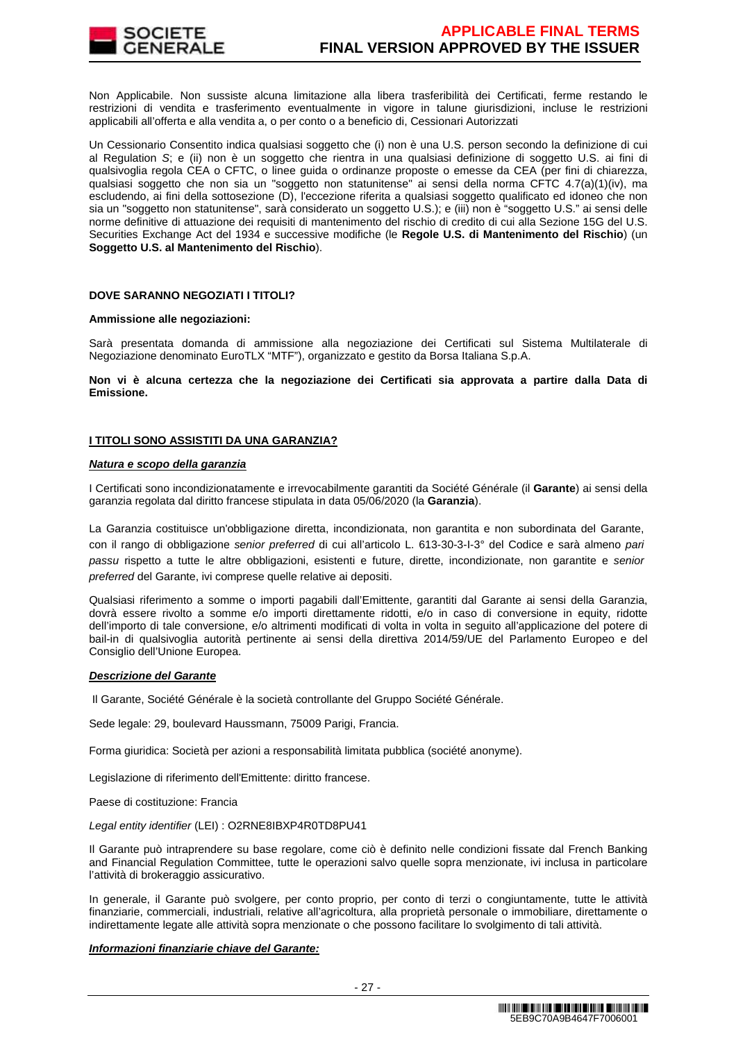Non Applicabile. Non sussiste alcuna limitazione alla libera trasferibilità dei Certificati, ferme restando le restrizioni di vendita e trasferimento eventualmente in vigore in talune giurisdizioni, incluse le restrizioni applicabili all'offerta e alla vendita a, o per conto o a beneficio di, Cessionari Autorizzati

Un Cessionario Consentito indica qualsiasi soggetto che (i) non è una U.S. person secondo la definizione di cui al Regulation *S*; e (ii) non è un soggetto che rientra in una qualsiasi definizione di soggetto U.S. ai fini di qualsivoglia regola CEA o CFTC, o linee guida o ordinanze proposte o emesse da CEA (per fini di chiarezza, qualsiasi soggetto che non sia un "soggetto non statunitense" ai sensi della norma CFTC 4.7(a)(1)(iv), ma escludendo, ai fini della sottosezione (D), l'eccezione riferita a qualsiasi soggetto qualificato ed idoneo che non sia un "soggetto non statunitense", sarà considerato un soggetto U.S.); e (iii) non è "soggetto U.S." ai sensi delle norme definitive di attuazione dei requisiti di mantenimento del rischio di credito di cui alla Sezione 15G del U.S. Securities Exchange Act del 1934 e successive modifiche (le **Regole U.S. di Mantenimento del Rischio**) (un **Soggetto U.S. al Mantenimento del Rischio**).

**DOVE SARANNO NEGOZIATI I TITOLI?**

**Ammissione alle negoziazioni:**

Sarà presentata domanda di ammissione alla negoziazione dei Certificati sul Sistema Multilaterale di Negoziazione denominato EuroTLX "MTF"), organizzato e gestito da Borsa Italiana S.p.A.

**Non vi è alcuna certezza che la negoziazione dei Certificati sia approvata a partire dalla Data di Emissione.**

**I TITOLI SONO ASSISTITI DA UNA GARANZIA?**

***Natura e scopo della garanzia***

I Certificati sono incondizionatamente e irrevocabilmente garantiti da Société Générale (il **Garante**) ai sensi della garanzia regolata dal diritto francese stipulata in data 05/06/2020 (la **Garanzia**).

La Garanzia costituisce un'obbligazione diretta, incondizionata, non garantita e non subordinata del Garante, con il rango di obbligazione *senior preferred* di cui all'articolo L. 613-30-3-I-3° del Codice e sarà almeno *pari passu* rispetto a tutte le altre obbligazioni, esistenti e future, dirette, incondizionate, non garantite e *senior preferred* del Garante, ivi comprese quelle relative ai depositi.

Qualsiasi riferimento a somme o importi pagabili dall'Emittente, garantiti dal Garante ai sensi della Garanzia, dovrà essere rivolto a somme e/o importi direttamente ridotti, e/o in caso di conversione in equity, ridotte dell'importo di tale conversione, e/o altrimenti modificati di volta in volta in seguito all'applicazione del potere di bail-in di qualsivoglia autorità pertinente ai sensi della direttiva 2014/59/UE del Parlamento Europeo e del Consiglio dell'Unione Europea.

***Descrizione del Garante***

Il Garante, Société Générale è la società controllante del Gruppo Société Générale.

Sede legale: 29, boulevard Haussmann, 75009 Parigi, Francia.

Forma giuridica: Società per azioni a responsabilità limitata pubblica (société anonyme).

Legislazione di riferimento dell'Emittente: diritto francese.

Paese di costituzione: Francia

*Legal entity identifier* (LEI) : O2RNE8IBXP4R0TD8PU41

Il Garante può intraprendere su base regolare, come ciò è definito nelle condizioni fissate dal French Banking and Financial Regulation Committee, tutte le operazioni salvo quelle sopra menzionate, ivi inclusa in particolare l'attività di brokeraggio assicurativo.

In generale, il Garante può svolgere, per conto proprio, per conto di terzi o congiuntamente, tutte le attività finanziarie, commerciali, industriali, relative all'agricoltura, alla proprietà personale o immobiliare, direttamente o indirettamente legate alle attività sopra menzionate o che possono facilitare lo svolgimento di tali attività.

***Informazioni finanziarie chiave del Garante:***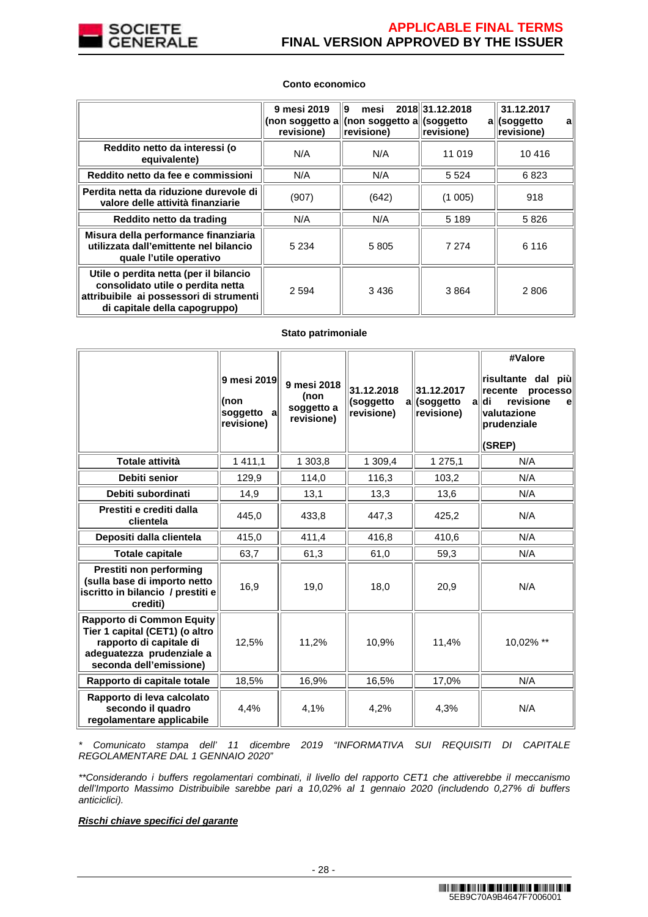**Conto economico**

| | 9 mesi 2019 (non soggetto a revisione) | 9 mesi 2018 (non soggetto a revisione) | 31.12.2018 (soggetto a revisione) | 31.12.2017 (soggetto a revisione) |
|---|---|---|---|---|
| **Reddito netto da interessi (o equivalente)** | N/A | N/A | 11 019 | 10 416 |
| **Reddito netto da fee e commissioni** | N/A | N/A | 5 524 | 6 823 |
| **Perdita netta da riduzione durevole di valore delle attività finanziarie** | (907) | (642) | (1 005) | 918 |
| **Reddito netto da trading** | N/A | N/A | 5 189 | 5 826 |
| **Misura della performance finanziaria utilizzata dall'emittente nel bilancio quale l'utile operativo** | 5 234 | 5 805 | 7 274 | 6 116 |
| **Utile o perdita netta (per il bilancio consolidato utile o perdita netta attribuibile ai possessori di strumenti di capitale della capogruppo)** | 2 594 | 3 436 | 3 864 | 2 806 |

**Stato patrimoniale**

| | 9 mesi 2019 (non soggetto a revisione) | 9 mesi 2018 (non soggetto a revisione) | 31.12.2018 (soggetto a revisione) | 31.12.2017 (soggetto a revisione) | #Valore risultante dal più recente processo di revisione e valutazione prudenziale (SREP) |
|---|---|---|---|---|---|
| **Totale attività** | 1 411,1 | 1 303,8 | 1 309,4 | 1 275,1 | N/A |
| **Debiti senior** | 129,9 | 114,0 | 116,3 | 103,2 | N/A |
| **Debiti subordinati** | 14,9 | 13,1 | 13,3 | 13,6 | N/A |
| **Prestiti e crediti dalla clientela** | 445,0 | 433,8 | 447,3 | 425,2 | N/A |
| **Depositi dalla clientela** | 415,0 | 411,4 | 416,8 | 410,6 | N/A |
| **Totale capitale** | 63,7 | 61,3 | 61,0 | 59,3 | N/A |
| **Prestiti non performing (sulla base di importo netto iscritto in bilancio / prestiti e crediti)** | 16,9 | 19,0 | 18,0 | 20,9 | N/A |
| **Rapporto di Common Equity Tier 1 capital (CET1) (o altro rapporto di capitale di adeguatezza prudenziale a seconda dell'emissione)** | 12,5% | 11,2% | 10,9% | 11,4% | 10,02% ** |
| **Rapporto di capitale totale** | 18,5% | 16,9% | 16,5% | 17,0% | N/A |
| **Rapporto di leva calcolato secondo il quadro regolamentare applicabile** | 4,4% | 4,1% | 4,2% | 4,3% | N/A |

*\* Comunicato stampa dell' 11 dicembre 2019 "INFORMATIVA SUI REQUISITI DI CAPITALE REGOLAMENTARE DAL 1 GENNAIO 2020"*

*\*\*Considerando i buffers regolamentari combinati, il livello del rapporto CET1 che attiverebbe il meccanismo dell'Importo Massimo Distribuibile sarebbe pari a 10,02% al 1 gennaio 2020 (includendo 0,27% di buffers anticiclici).*

***Rischi chiave specifici del garante***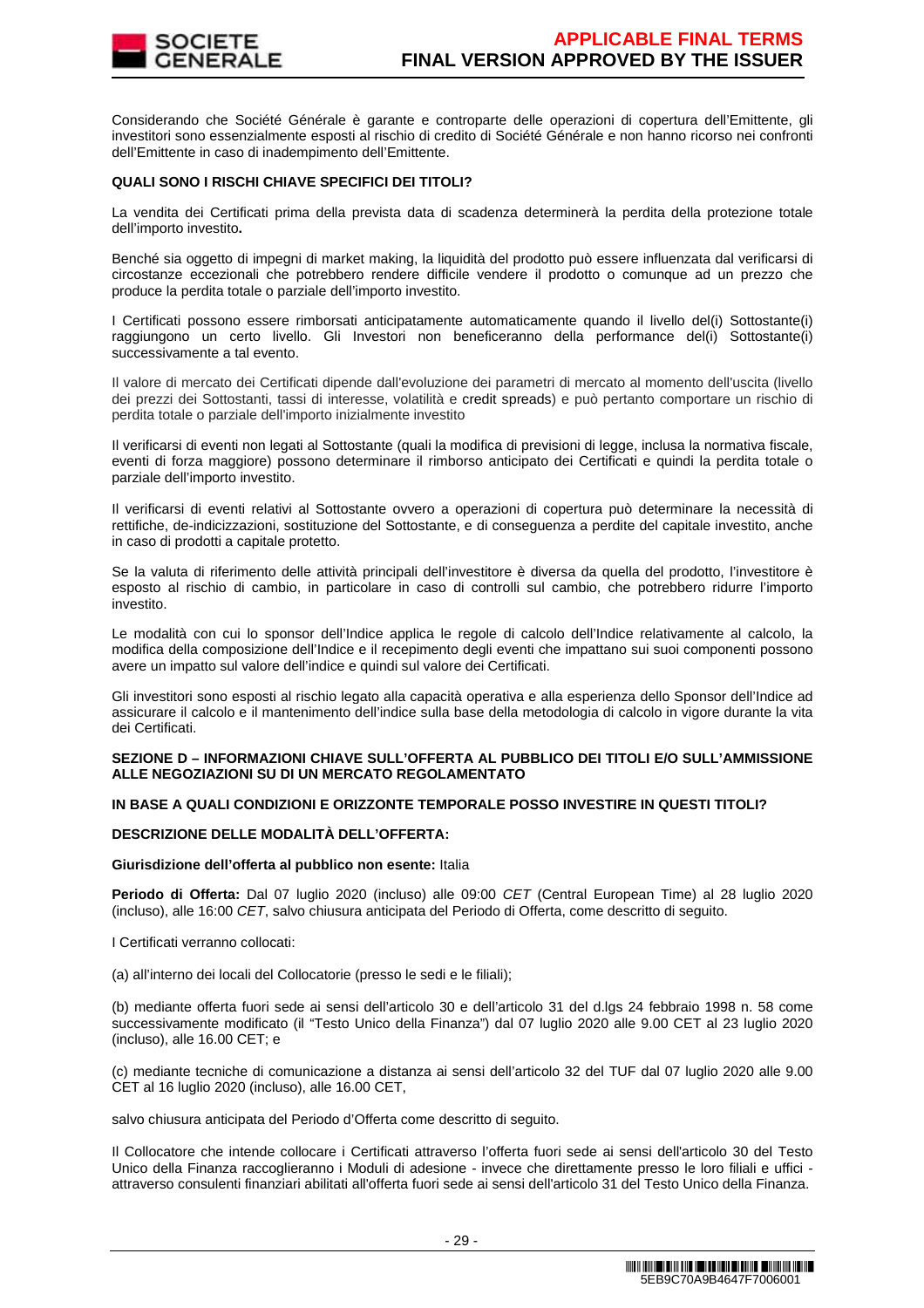Considerando che Société Générale è garante e controparte delle operazioni di copertura dell'Emittente, gli investitori sono essenzialmente esposti al rischio di credito di Société Générale e non hanno ricorso nei confronti dell'Emittente in caso di inadempimento dell'Emittente.

**QUALI SONO I RISCHI CHIAVE SPECIFICI DEI TITOLI?**

La vendita dei Certificati prima della prevista data di scadenza determinerà la perdita della protezione totale dell'importo investito**.**

Benché sia oggetto di impegni di market making, la liquidità del prodotto può essere influenzata dal verificarsi di circostanze eccezionali che potrebbero rendere difficile vendere il prodotto o comunque ad un prezzo che produce la perdita totale o parziale dell'importo investito.

I Certificati possono essere rimborsati anticipatamente automaticamente quando il livello del(i) Sottostante(i) raggiungono un certo livello. Gli Investori non beneficeranno della performance del(i) Sottostante(i) successivamente a tal evento.

Il valore di mercato dei Certificati dipende dall'evoluzione dei parametri di mercato al momento dell'uscita (livello dei prezzi dei Sottostanti, tassi di interesse, volatilità e credit spreads) e può pertanto comportare un rischio di perdita totale o parziale dell'importo inizialmente investito

Il verificarsi di eventi non legati al Sottostante (quali la modifica di previsioni di legge, inclusa la normativa fiscale, eventi di forza maggiore) possono determinare il rimborso anticipato dei Certificati e quindi la perdita totale o parziale dell'importo investito.

Il verificarsi di eventi relativi al Sottostante ovvero a operazioni di copertura può determinare la necessità di rettifiche, de-indicizzazioni, sostituzione del Sottostante, e di conseguenza a perdite del capitale investito, anche in caso di prodotti a capitale protetto.

Se la valuta di riferimento delle attività principali dell'investitore è diversa da quella del prodotto, l'investitore è esposto al rischio di cambio, in particolare in caso di controlli sul cambio, che potrebbero ridurre l'importo investito.

Le modalità con cui lo sponsor dell'Indice applica le regole di calcolo dell'Indice relativamente al calcolo, la modifica della composizione dell'Indice e il recepimento degli eventi che impattano sui suoi componenti possono avere un impatto sul valore dell'indice e quindi sul valore dei Certificati.

Gli investitori sono esposti al rischio legato alla capacità operativa e alla esperienza dello Sponsor dell'Indice ad assicurare il calcolo e il mantenimento dell'indice sulla base della metodologia di calcolo in vigore durante la vita dei Certificati.

**SEZIONE D – INFORMAZIONI CHIAVE SULL'OFFERTA AL PUBBLICO DEI TITOLI E/O SULL'AMMISSIONE ALLE NEGOZIAZIONI SU DI UN MERCATO REGOLAMENTATO**

**IN BASE A QUALI CONDIZIONI E ORIZZONTE TEMPORALE POSSO INVESTIRE IN QUESTI TITOLI?**

**DESCRIZIONE DELLE MODALITÀ DELL'OFFERTA:**

**Giurisdizione dell'offerta al pubblico non esente:** Italia

**Periodo di Offerta:** Dal 07 luglio 2020 (incluso) alle 09:00 *CET* (Central European Time) al 28 luglio 2020 (incluso), alle 16:00 *CET*, salvo chiusura anticipata del Periodo di Offerta, come descritto di seguito.

I Certificati verranno collocati:

(a) all'interno dei locali del Collocatorie (presso le sedi e le filiali);

(b) mediante offerta fuori sede ai sensi dell'articolo 30 e dell'articolo 31 del d.lgs 24 febbraio 1998 n. 58 come successivamente modificato (il "Testo Unico della Finanza") dal 07 luglio 2020 alle 9.00 CET al 23 luglio 2020 (incluso), alle 16.00 CET; e

(c) mediante tecniche di comunicazione a distanza ai sensi dell'articolo 32 del TUF dal 07 luglio 2020 alle 9.00 CET al 16 luglio 2020 (incluso), alle 16.00 CET,

salvo chiusura anticipata del Periodo d'Offerta come descritto di seguito.

Il Collocatore che intende collocare i Certificati attraverso l'offerta fuori sede ai sensi dell'articolo 30 del Testo Unico della Finanza raccoglieranno i Moduli di adesione - invece che direttamente presso le loro filiali e uffici - attraverso consulenti finanziari abilitati all'offerta fuori sede ai sensi dell'articolo 31 del Testo Unico della Finanza.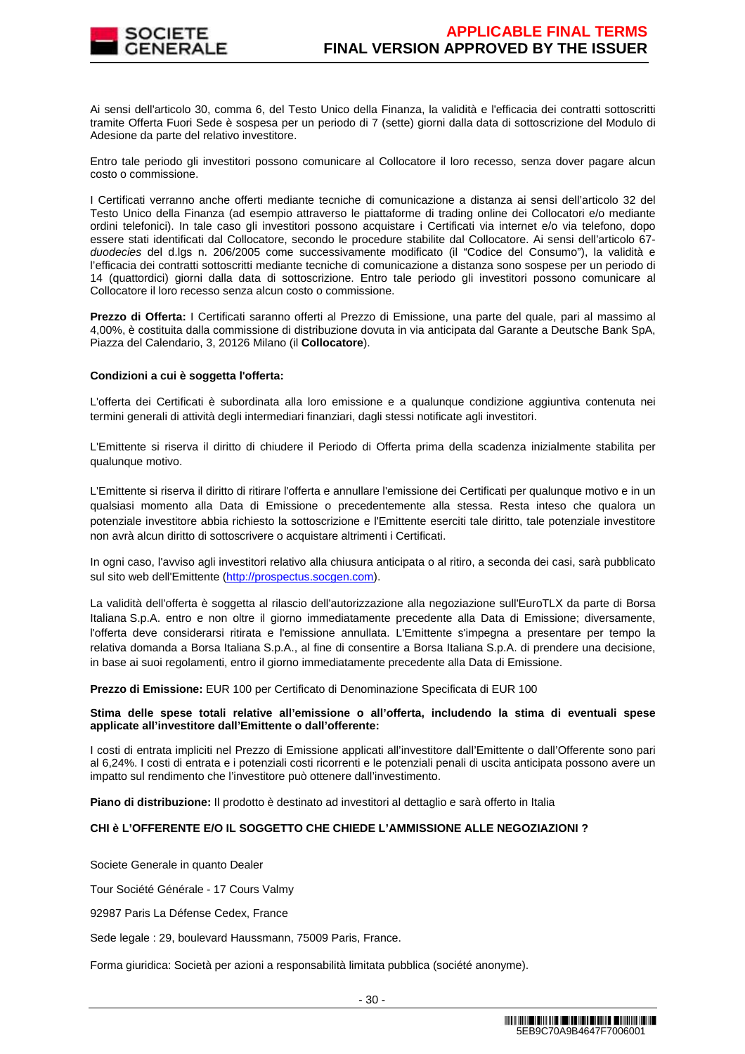Ai sensi dell'articolo 30, comma 6, del Testo Unico della Finanza, la validità e l'efficacia dei contratti sottoscritti tramite Offerta Fuori Sede è sospesa per un periodo di 7 (sette) giorni dalla data di sottoscrizione del Modulo di Adesione da parte del relativo investitore.

Entro tale periodo gli investitori possono comunicare al Collocatore il loro recesso, senza dover pagare alcun costo o commissione.

I Certificati verranno anche offerti mediante tecniche di comunicazione a distanza ai sensi dell'articolo 32 del Testo Unico della Finanza (ad esempio attraverso le piattaforme di trading online dei Collocatori e/o mediante ordini telefonici). In tale caso gli investitori possono acquistare i Certificati via internet e/o via telefono, dopo essere stati identificati dal Collocatore, secondo le procedure stabilite dal Collocatore. Ai sensi dell'articolo 67-*duodecies* del d.lgs n. 206/2005 come successivamente modificato (il "Codice del Consumo"), la validità e l'efficacia dei contratti sottoscritti mediante tecniche di comunicazione a distanza sono sospese per un periodo di 14 (quattordici) giorni dalla data di sottoscrizione. Entro tale periodo gli investitori possono comunicare al Collocatore il loro recesso senza alcun costo o commissione.

**Prezzo di Offerta:** I Certificati saranno offerti al Prezzo di Emissione, una parte del quale, pari al massimo al 4,00%, è costituita dalla commissione di distribuzione dovuta in via anticipata dal Garante a Deutsche Bank SpA, Piazza del Calendario, 3, 20126 Milano (il **Collocatore**).

**Condizioni a cui è soggetta l'offerta:**

L'offerta dei Certificati è subordinata alla loro emissione e a qualunque condizione aggiuntiva contenuta nei termini generali di attività degli intermediari finanziari, dagli stessi notificate agli investitori.

L'Emittente si riserva il diritto di chiudere il Periodo di Offerta prima della scadenza inizialmente stabilita per qualunque motivo.

L'Emittente si riserva il diritto di ritirare l'offerta e annullare l'emissione dei Certificati per qualunque motivo e in un qualsiasi momento alla Data di Emissione o precedentemente alla stessa. Resta inteso che qualora un potenziale investitore abbia richiesto la sottoscrizione e l'Emittente eserciti tale diritto, tale potenziale investitore non avrà alcun diritto di sottoscrivere o acquistare altrimenti i Certificati.

In ogni caso, l'avviso agli investitori relativo alla chiusura anticipata o al ritiro, a seconda dei casi, sarà pubblicato sul sito web dell'Emittente (http://prospectus.socgen.com).

La validità dell'offerta è soggetta al rilascio dell'autorizzazione alla negoziazione sull'EuroTLX da parte di Borsa Italiana S.p.A. entro e non oltre il giorno immediatamente precedente alla Data di Emissione; diversamente, l'offerta deve considerarsi ritirata e l'emissione annullata. L'Emittente s'impegna a presentare per tempo la relativa domanda a Borsa Italiana S.p.A., al fine di consentire a Borsa Italiana S.p.A. di prendere una decisione, in base ai suoi regolamenti, entro il giorno immediatamente precedente alla Data di Emissione.

**Prezzo di Emissione:** EUR 100 per Certificato di Denominazione Specificata di EUR 100

**Stima delle spese totali relative all'emissione o all'offerta, includendo la stima di eventuali spese applicate all'investitore dall'Emittente o dall'offerente:**

I costi di entrata impliciti nel Prezzo di Emissione applicati all'investitore dall'Emittente o dall'Offerente sono pari al 6,24%. I costi di entrata e i potenziali costi ricorrenti e le potenziali penali di uscita anticipata possono avere un impatto sul rendimento che l'investitore può ottenere dall'investimento.

**Piano di distribuzione:** Il prodotto è destinato ad investitori al dettaglio e sarà offerto in Italia

**CHI è L'OFFERENTE E/O IL SOGGETTO CHE CHIEDE L'AMMISSIONE ALLE NEGOZIAZIONI ?**

Societe Generale in quanto Dealer

Tour Société Générale - 17 Cours Valmy

92987 Paris La Défense Cedex, France

Sede legale : 29, boulevard Haussmann, 75009 Paris, France.

Forma giuridica: Società per azioni a responsabilità limitata pubblica (société anonyme).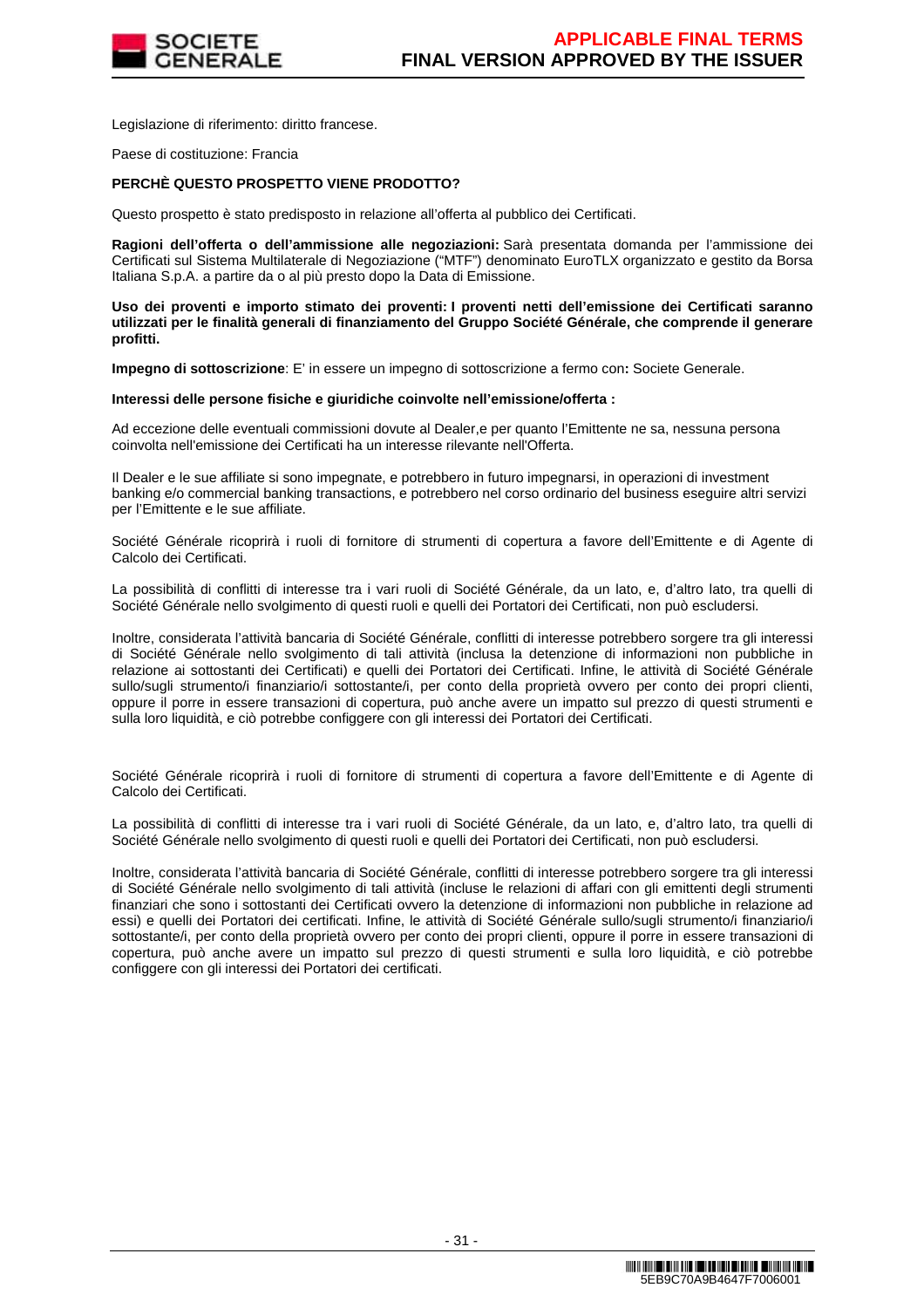Legislazione di riferimento: diritto francese.

Paese di costituzione: Francia

**PERCHÈ QUESTO PROSPETTO VIENE PRODOTTO?**

Questo prospetto è stato predisposto in relazione all'offerta al pubblico dei Certificati.

**Ragioni dell'offerta o dell'ammissione alle negoziazioni:** Sarà presentata domanda per l'ammissione dei Certificati sul Sistema Multilaterale di Negoziazione ("MTF") denominato EuroTLX organizzato e gestito da Borsa Italiana S.p.A. a partire da o al più presto dopo la Data di Emissione.

**Uso dei proventi e importo stimato dei proventi: I proventi netti dell'emissione dei Certificati saranno utilizzati per le finalità generali di finanziamento del Gruppo Société Générale, che comprende il generare profitti.**

**Impegno di sottoscrizione**: E' in essere un impegno di sottoscrizione a fermo con**:** Societe Generale.

**Interessi delle persone fisiche e giuridiche coinvolte nell'emissione/offerta :**

Ad eccezione delle eventuali commissioni dovute al Dealer,e per quanto l'Emittente ne sa, nessuna persona coinvolta nell'emissione dei Certificati ha un interesse rilevante nell'Offerta.

Il Dealer e le sue affiliate si sono impegnate, e potrebbero in futuro impegnarsi, in operazioni di investment banking e/o commercial banking transactions, e potrebbero nel corso ordinario del business eseguire altri servizi per l'Emittente e le sue affiliate.

Société Générale ricoprirà i ruoli di fornitore di strumenti di copertura a favore dell'Emittente e di Agente di Calcolo dei Certificati.

La possibilità di conflitti di interesse tra i vari ruoli di Société Générale, da un lato, e, d'altro lato, tra quelli di Société Générale nello svolgimento di questi ruoli e quelli dei Portatori dei Certificati, non può escludersi.

Inoltre, considerata l'attività bancaria di Société Générale, conflitti di interesse potrebbero sorgere tra gli interessi di Société Générale nello svolgimento di tali attività (inclusa la detenzione di informazioni non pubbliche in relazione ai sottostanti dei Certificati) e quelli dei Portatori dei Certificati. Infine, le attività di Société Générale sullo/sugli strumento/i finanziario/i sottostante/i, per conto della proprietà ovvero per conto dei propri clienti, oppure il porre in essere transazioni di copertura, può anche avere un impatto sul prezzo di questi strumenti e sulla loro liquidità, e ciò potrebbe configgere con gli interessi dei Portatori dei Certificati.

Société Générale ricoprirà i ruoli di fornitore di strumenti di copertura a favore dell'Emittente e di Agente di Calcolo dei Certificati.

La possibilità di conflitti di interesse tra i vari ruoli di Société Générale, da un lato, e, d'altro lato, tra quelli di Société Générale nello svolgimento di questi ruoli e quelli dei Portatori dei Certificati, non può escludersi.

Inoltre, considerata l'attività bancaria di Société Générale, conflitti di interesse potrebbero sorgere tra gli interessi di Société Générale nello svolgimento di tali attività (incluse le relazioni di affari con gli emittenti degli strumenti finanziari che sono i sottostanti dei Certificati ovvero la detenzione di informazioni non pubbliche in relazione ad essi) e quelli dei Portatori dei certificati. Infine, le attività di Société Générale sullo/sugli strumento/i finanziario/i sottostante/i, per conto della proprietà ovvero per conto dei propri clienti, oppure il porre in essere transazioni di copertura, può anche avere un impatto sul prezzo di questi strumenti e sulla loro liquidità, e ciò potrebbe configgere con gli interessi dei Portatori dei certificati.